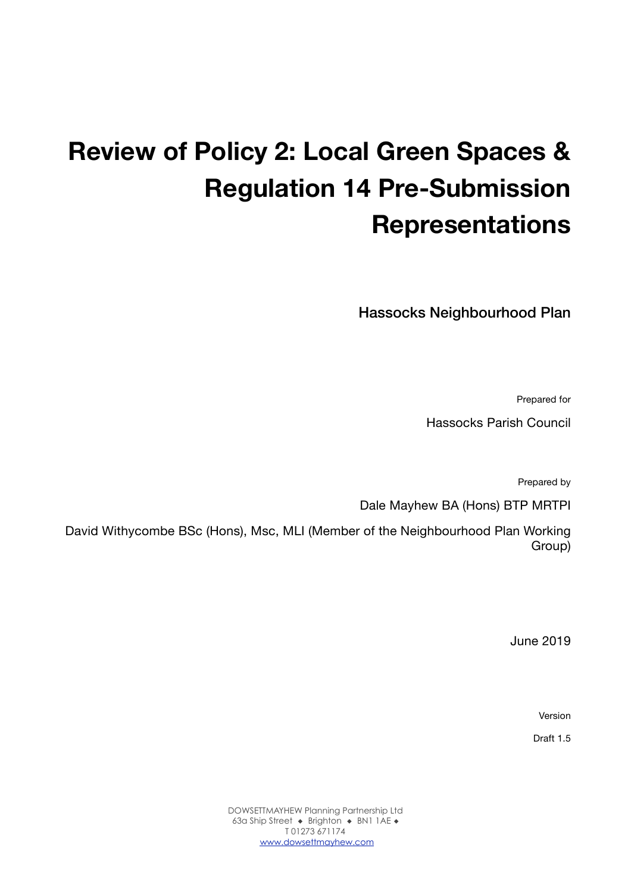# Review of Policy 2: Local Green Spaces & Regulation 14 Pre-Submission Representations

Hassocks Neighbourhood Plan

Prepared for

Hassocks Parish Council

Prepared by

Dale Mayhew BA (Hons) BTP MRTPI

David Withycombe BSc (Hons), Msc, MLI (Member of the Neighbourhood Plan Working Group)

June 2019

Version

Draft 1.5

DOWSETTMAYHEW Planning Partnership Ltd
63a Ship Street ◆ Brighton ◆ BN1 1AE ◆
T 01273 671174
www.dowsettmayhew.com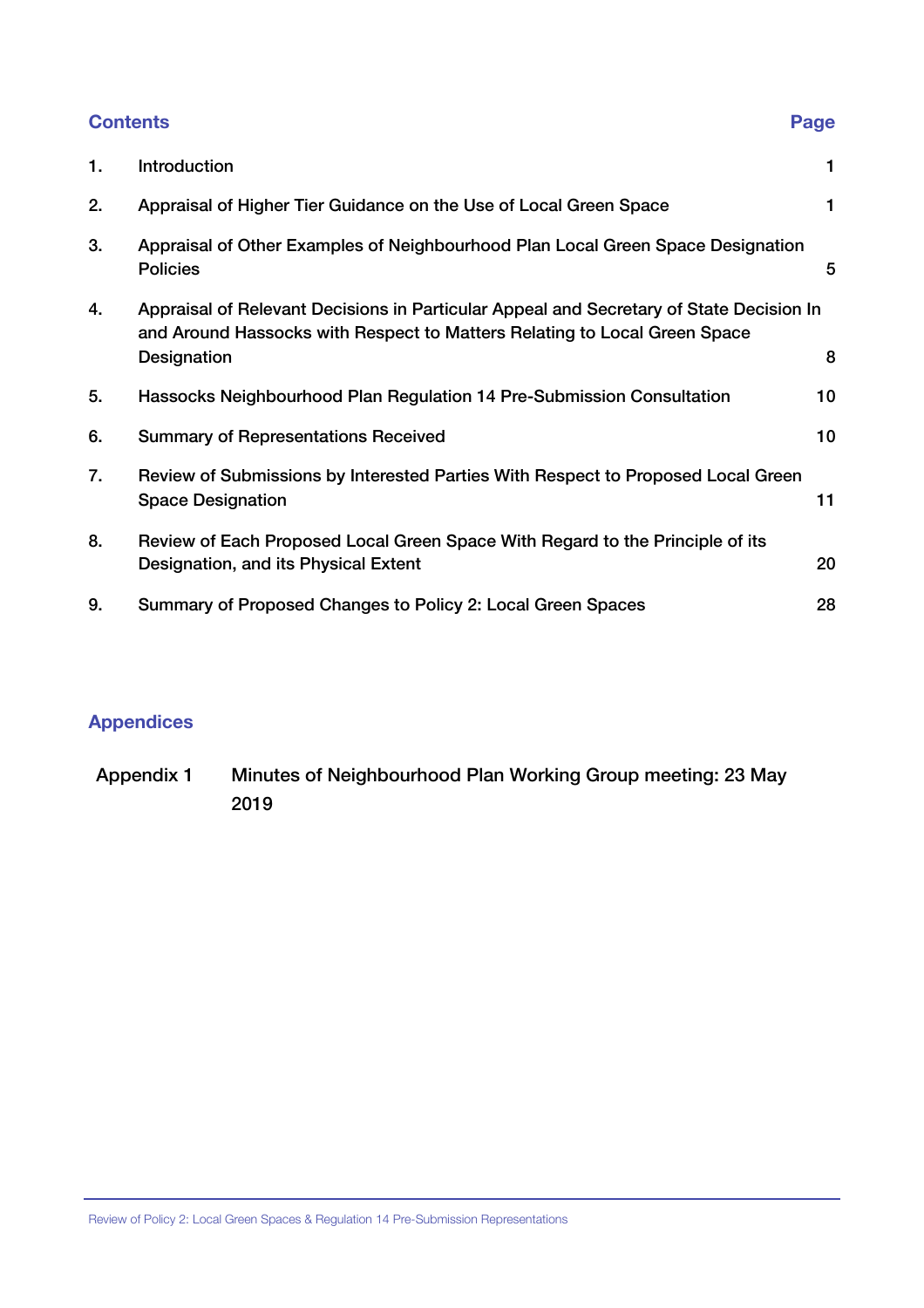| Contents | | Page |
|---|---|---|
| 1. | Introduction | 1 |
| 2. | Appraisal of Higher Tier Guidance on the Use of Local Green Space | 1 |
| 3. | Appraisal of Other Examples of Neighbourhood Plan Local Green Space Designation Policies | 5 |
| 4. | Appraisal of Relevant Decisions in Particular Appeal and Secretary of State Decision In and Around Hassocks with Respect to Matters Relating to Local Green Space Designation | 8 |
| 5. | Hassocks Neighbourhood Plan Regulation 14 Pre-Submission Consultation | 10 |
| 6. | Summary of Representations Received | 10 |
| 7. | Review of Submissions by Interested Parties With Respect to Proposed Local Green Space Designation | 11 |
| 8. | Review of Each Proposed Local Green Space With Regard to the Principle of its Designation, and its Physical Extent | 20 |
| 9. | Summary of Proposed Changes to Policy 2: Local Green Spaces | 28 |

## Appendices

| | |
|---|---|
| Appendix 1 | Minutes of Neighbourhood Plan Working Group meeting: 23 May 2019 |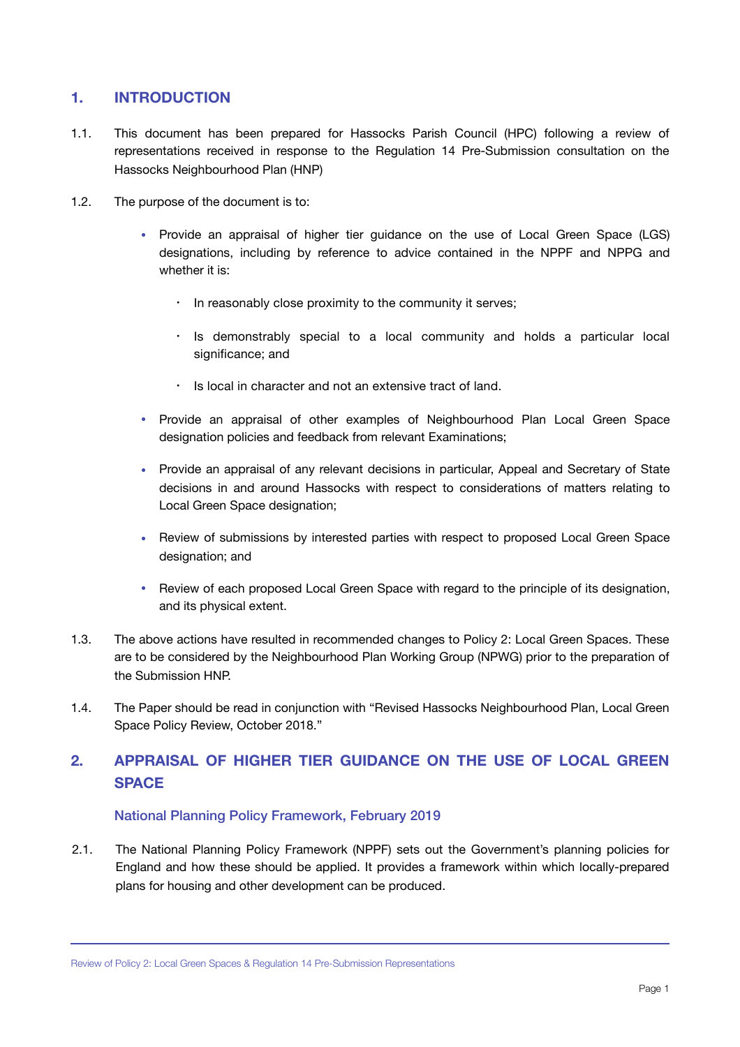## 1. INTRODUCTION

1.1. This document has been prepared for Hassocks Parish Council (HPC) following a review of representations received in response to the Regulation 14 Pre-Submission consultation on the Hassocks Neighbourhood Plan (HNP)

1.2. The purpose of the document is to:

- Provide an appraisal of higher tier guidance on the use of Local Green Space (LGS) designations, including by reference to advice contained in the NPPF and NPPG and whether it is:
  - In reasonably close proximity to the community it serves;
  - Is demonstrably special to a local community and holds a particular local significance; and
  - Is local in character and not an extensive tract of land.
- Provide an appraisal of other examples of Neighbourhood Plan Local Green Space designation policies and feedback from relevant Examinations;
- Provide an appraisal of any relevant decisions in particular, Appeal and Secretary of State decisions in and around Hassocks with respect to considerations of matters relating to Local Green Space designation;
- Review of submissions by interested parties with respect to proposed Local Green Space designation; and
- Review of each proposed Local Green Space with regard to the principle of its designation, and its physical extent.

1.3. The above actions have resulted in recommended changes to Policy 2: Local Green Spaces. These are to be considered by the Neighbourhood Plan Working Group (NPWG) prior to the preparation of the Submission HNP.

1.4. The Paper should be read in conjunction with "Revised Hassocks Neighbourhood Plan, Local Green Space Policy Review, October 2018."

## 2. APPRAISAL OF HIGHER TIER GUIDANCE ON THE USE OF LOCAL GREEN SPACE

### National Planning Policy Framework, February 2019

2.1. The National Planning Policy Framework (NPPF) sets out the Government's planning policies for England and how these should be applied. It provides a framework within which locally-prepared plans for housing and other development can be produced.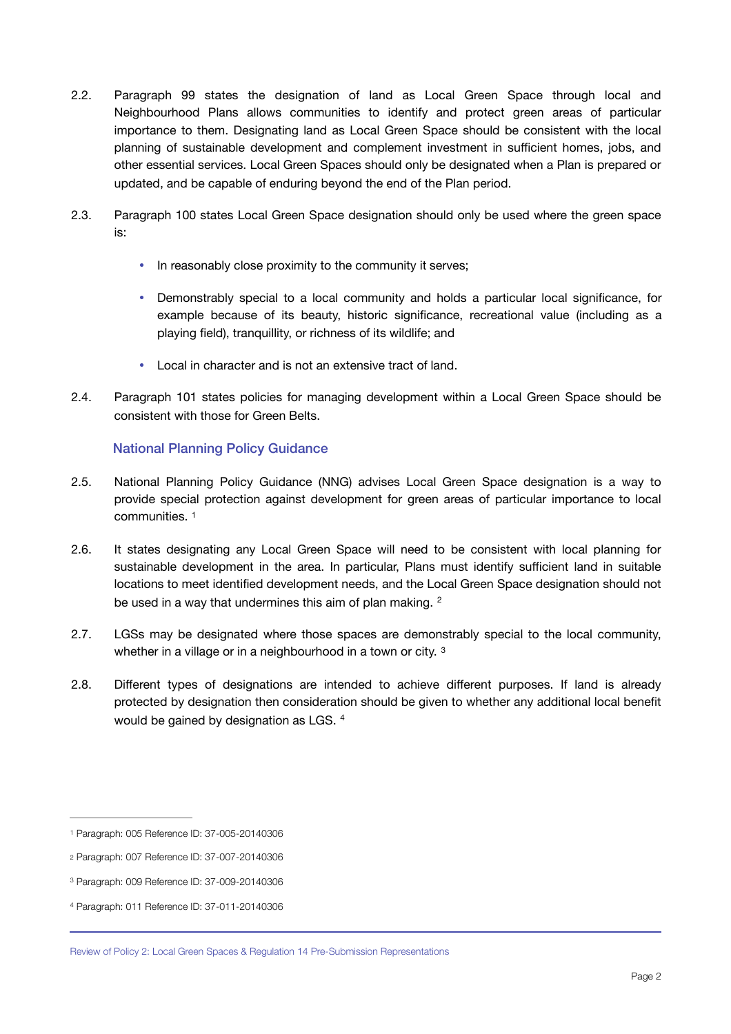2.2. Paragraph 99 states the designation of land as Local Green Space through local and Neighbourhood Plans allows communities to identify and protect green areas of particular importance to them. Designating land as Local Green Space should be consistent with the local planning of sustainable development and complement investment in sufficient homes, jobs, and other essential services. Local Green Spaces should only be designated when a Plan is prepared or updated, and be capable of enduring beyond the end of the Plan period.

2.3. Paragraph 100 states Local Green Space designation should only be used where the green space is:

- In reasonably close proximity to the community it serves;
- Demonstrably special to a local community and holds a particular local significance, for example because of its beauty, historic significance, recreational value (including as a playing field), tranquillity, or richness of its wildlife; and
- Local in character and is not an extensive tract of land.

2.4. Paragraph 101 states policies for managing development within a Local Green Space should be consistent with those for Green Belts.

### National Planning Policy Guidance

2.5. National Planning Policy Guidance (NNG) advises Local Green Space designation is a way to provide special protection against development for green areas of particular importance to local communities. [1]

2.6. It states designating any Local Green Space will need to be consistent with local planning for sustainable development in the area. In particular, Plans must identify sufficient land in suitable locations to meet identified development needs, and the Local Green Space designation should not be used in a way that undermines this aim of plan making. [2]

2.7. LGSs may be designated where those spaces are demonstrably special to the local community, whether in a village or in a neighbourhood in a town or city. [3]

2.8. Different types of designations are intended to achieve different purposes. If land is already protected by designation then consideration should be given to whether any additional local benefit would be gained by designation as LGS. [4]

---

[1] Paragraph: 005 Reference ID: 37-005-20140306

[2] Paragraph: 007 Reference ID: 37-007-20140306

[3] Paragraph: 009 Reference ID: 37-009-20140306

[4] Paragraph: 011 Reference ID: 37-011-20140306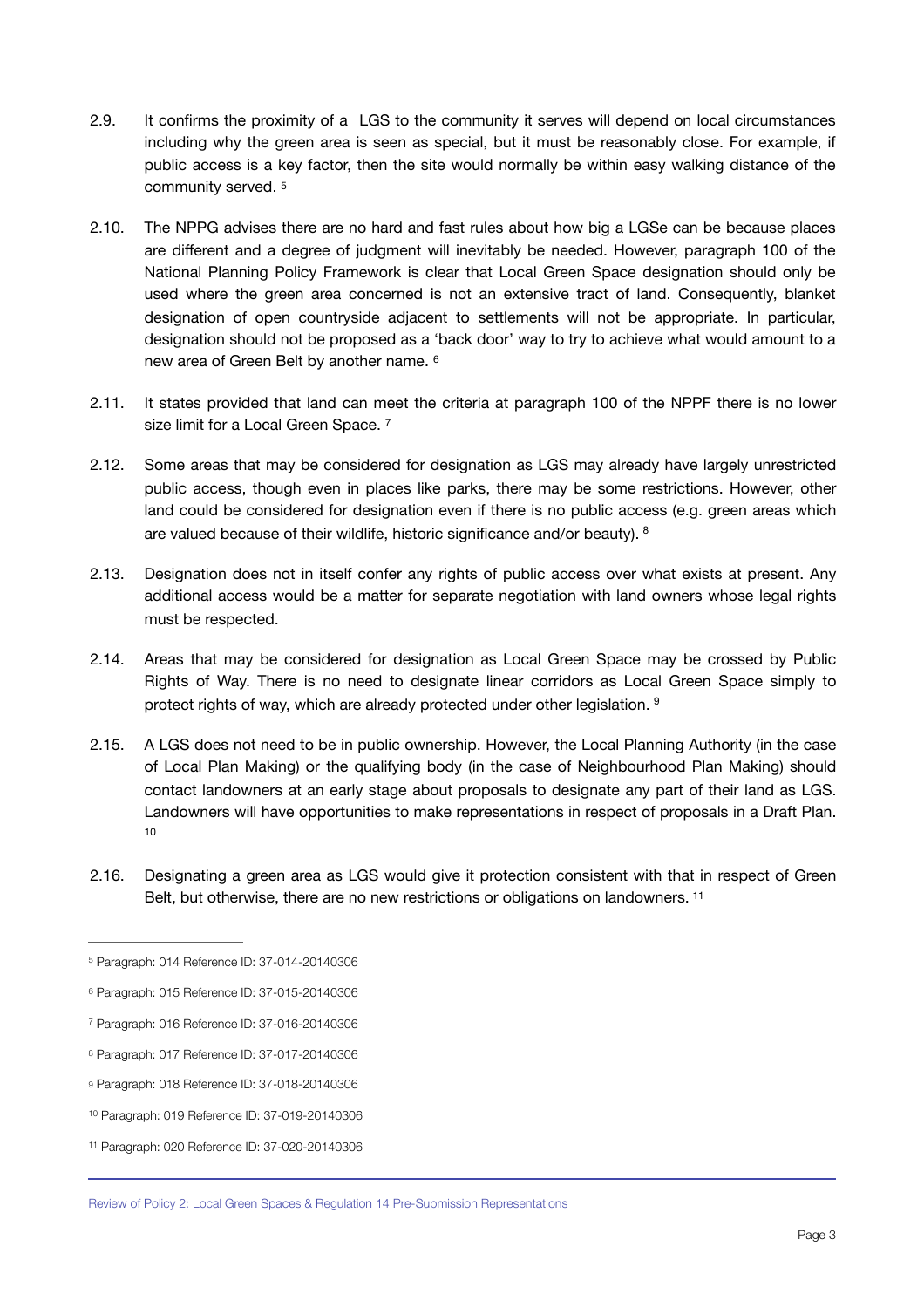2.9. It confirms the proximity of a LGS to the community it serves will depend on local circumstances including why the green area is seen as special, but it must be reasonably close. For example, if public access is a key factor, then the site would normally be within easy walking distance of the community served. [5]

2.10. The NPPG advises there are no hard and fast rules about how big a LGSe can be because places are different and a degree of judgment will inevitably be needed. However, paragraph 100 of the National Planning Policy Framework is clear that Local Green Space designation should only be used where the green area concerned is not an extensive tract of land. Consequently, blanket designation of open countryside adjacent to settlements will not be appropriate. In particular, designation should not be proposed as a 'back door' way to try to achieve what would amount to a new area of Green Belt by another name. [6]

2.11. It states provided that land can meet the criteria at paragraph 100 of the NPPF there is no lower size limit for a Local Green Space. [7]

2.12. Some areas that may be considered for designation as LGS may already have largely unrestricted public access, though even in places like parks, there may be some restrictions. However, other land could be considered for designation even if there is no public access (e.g. green areas which are valued because of their wildlife, historic significance and/or beauty). [8]

2.13. Designation does not in itself confer any rights of public access over what exists at present. Any additional access would be a matter for separate negotiation with land owners whose legal rights must be respected.

2.14. Areas that may be considered for designation as Local Green Space may be crossed by Public Rights of Way. There is no need to designate linear corridors as Local Green Space simply to protect rights of way, which are already protected under other legislation. [9]

2.15. A LGS does not need to be in public ownership. However, the Local Planning Authority (in the case of Local Plan Making) or the qualifying body (in the case of Neighbourhood Plan Making) should contact landowners at an early stage about proposals to designate any part of their land as LGS. Landowners will have opportunities to make representations in respect of proposals in a Draft Plan. [10]

2.16. Designating a green area as LGS would give it protection consistent with that in respect of Green Belt, but otherwise, there are no new restrictions or obligations on landowners. [11]

---

[5] Paragraph: 014 Reference ID: 37-014-20140306

[6] Paragraph: 015 Reference ID: 37-015-20140306

[7] Paragraph: 016 Reference ID: 37-016-20140306

[8] Paragraph: 017 Reference ID: 37-017-20140306

[9] Paragraph: 018 Reference ID: 37-018-20140306

[10] Paragraph: 019 Reference ID: 37-019-20140306

[11] Paragraph: 020 Reference ID: 37-020-20140306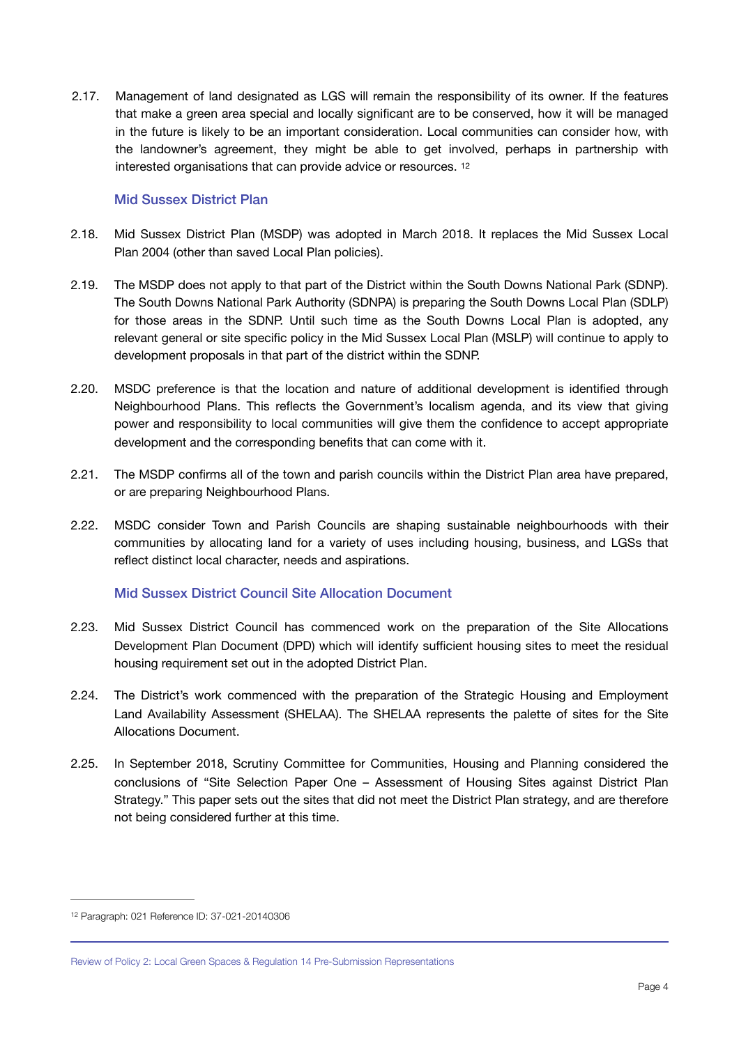2.17. Management of land designated as LGS will remain the responsibility of its owner. If the features that make a green area special and locally significant are to be conserved, how it will be managed in the future is likely to be an important consideration. Local communities can consider how, with the landowner's agreement, they might be able to get involved, perhaps in partnership with interested organisations that can provide advice or resources. [12]

### Mid Sussex District Plan

2.18. Mid Sussex District Plan (MSDP) was adopted in March 2018. It replaces the Mid Sussex Local Plan 2004 (other than saved Local Plan policies).

2.19. The MSDP does not apply to that part of the District within the South Downs National Park (SDNP). The South Downs National Park Authority (SDNPA) is preparing the South Downs Local Plan (SDLP) for those areas in the SDNP. Until such time as the South Downs Local Plan is adopted, any relevant general or site specific policy in the Mid Sussex Local Plan (MSLP) will continue to apply to development proposals in that part of the district within the SDNP.

2.20. MSDC preference is that the location and nature of additional development is identified through Neighbourhood Plans. This reflects the Government's localism agenda, and its view that giving power and responsibility to local communities will give them the confidence to accept appropriate development and the corresponding benefits that can come with it.

2.21. The MSDP confirms all of the town and parish councils within the District Plan area have prepared, or are preparing Neighbourhood Plans.

2.22. MSDC consider Town and Parish Councils are shaping sustainable neighbourhoods with their communities by allocating land for a variety of uses including housing, business, and LGSs that reflect distinct local character, needs and aspirations.

### Mid Sussex District Council Site Allocation Document

2.23. Mid Sussex District Council has commenced work on the preparation of the Site Allocations Development Plan Document (DPD) which will identify sufficient housing sites to meet the residual housing requirement set out in the adopted District Plan.

2.24. The District's work commenced with the preparation of the Strategic Housing and Employment Land Availability Assessment (SHELAA). The SHELAA represents the palette of sites for the Site Allocations Document.

2.25. In September 2018, Scrutiny Committee for Communities, Housing and Planning considered the conclusions of "Site Selection Paper One – Assessment of Housing Sites against District Plan Strategy." This paper sets out the sites that did not meet the District Plan strategy, and are therefore not being considered further at this time.

---

[12] Paragraph: 021 Reference ID: 37-021-20140306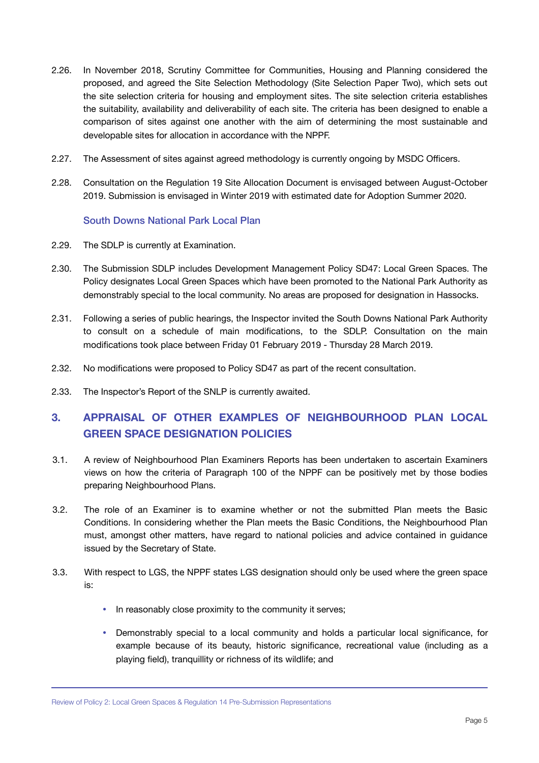2.26. In November 2018, Scrutiny Committee for Communities, Housing and Planning considered the proposed, and agreed the Site Selection Methodology (Site Selection Paper Two), which sets out the site selection criteria for housing and employment sites. The site selection criteria establishes the suitability, availability and deliverability of each site. The criteria has been designed to enable a comparison of sites against one another with the aim of determining the most sustainable and developable sites for allocation in accordance with the NPPF.

2.27. The Assessment of sites against agreed methodology is currently ongoing by MSDC Officers.

2.28. Consultation on the Regulation 19 Site Allocation Document is envisaged between August-October 2019. Submission is envisaged in Winter 2019 with estimated date for Adoption Summer 2020.

### South Downs National Park Local Plan

2.29. The SDLP is currently at Examination.

2.30. The Submission SDLP includes Development Management Policy SD47: Local Green Spaces. The Policy designates Local Green Spaces which have been promoted to the National Park Authority as demonstrably special to the local community. No areas are proposed for designation in Hassocks.

2.31. Following a series of public hearings, the Inspector invited the South Downs National Park Authority to consult on a schedule of main modifications, to the SDLP. Consultation on the main modifications took place between Friday 01 February 2019 - Thursday 28 March 2019.

2.32. No modifications were proposed to Policy SD47 as part of the recent consultation.

2.33. The Inspector's Report of the SNLP is currently awaited.

## 3. APPRAISAL OF OTHER EXAMPLES OF NEIGHBOURHOOD PLAN LOCAL GREEN SPACE DESIGNATION POLICIES

3.1. A review of Neighbourhood Plan Examiners Reports has been undertaken to ascertain Examiners views on how the criteria of Paragraph 100 of the NPPF can be positively met by those bodies preparing Neighbourhood Plans.

3.2. The role of an Examiner is to examine whether or not the submitted Plan meets the Basic Conditions. In considering whether the Plan meets the Basic Conditions, the Neighbourhood Plan must, amongst other matters, have regard to national policies and advice contained in guidance issued by the Secretary of State.

3.3. With respect to LGS, the NPPF states LGS designation should only be used where the green space is:

- In reasonably close proximity to the community it serves;
- Demonstrably special to a local community and holds a particular local significance, for example because of its beauty, historic significance, recreational value (including as a playing field), tranquillity or richness of its wildlife; and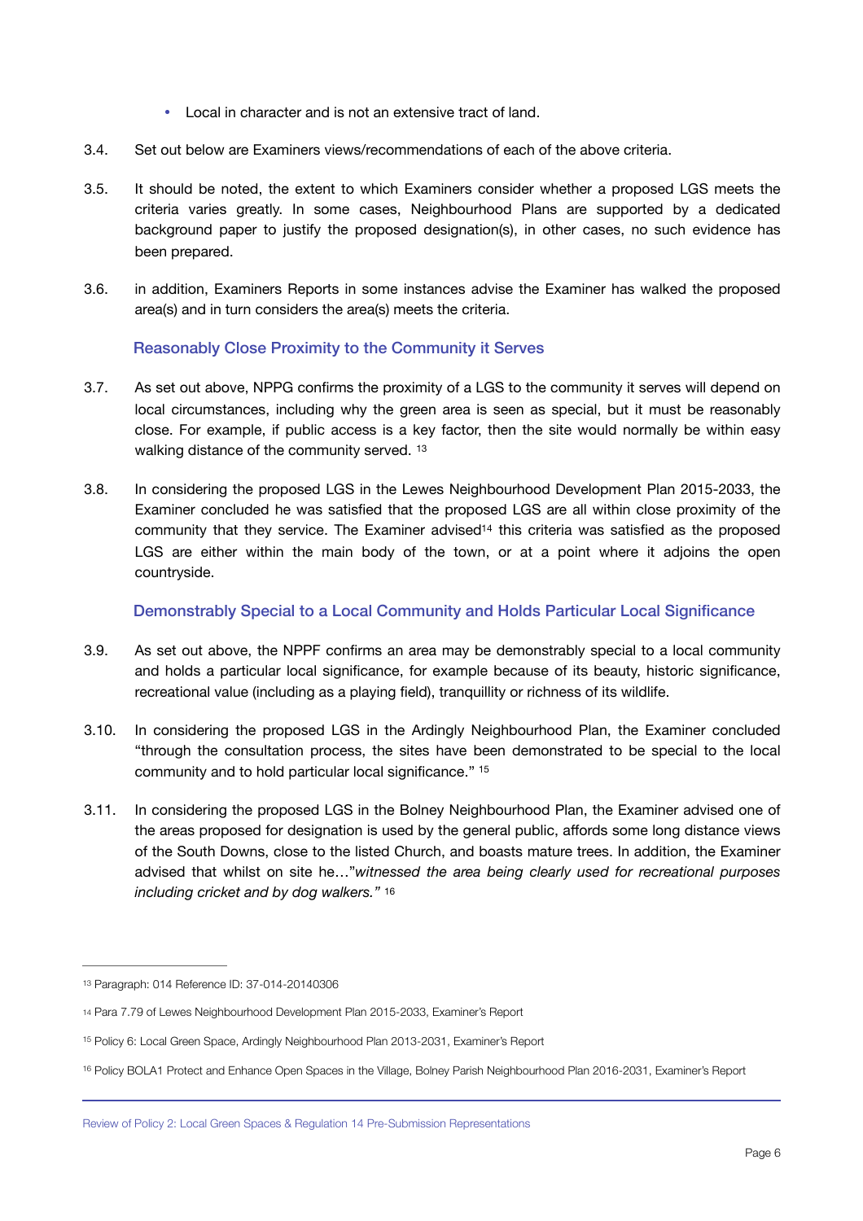- Local in character and is not an extensive tract of land.

3.4. Set out below are Examiners views/recommendations of each of the above criteria.

3.5. It should be noted, the extent to which Examiners consider whether a proposed LGS meets the criteria varies greatly. In some cases, Neighbourhood Plans are supported by a dedicated background paper to justify the proposed designation(s), in other cases, no such evidence has been prepared.

3.6. in addition, Examiners Reports in some instances advise the Examiner has walked the proposed area(s) and in turn considers the area(s) meets the criteria.

### Reasonably Close Proximity to the Community it Serves

3.7. As set out above, NPPG confirms the proximity of a LGS to the community it serves will depend on local circumstances, including why the green area is seen as special, but it must be reasonably close. For example, if public access is a key factor, then the site would normally be within easy walking distance of the community served. [13]

3.8. In considering the proposed LGS in the Lewes Neighbourhood Development Plan 2015-2033, the Examiner concluded he was satisfied that the proposed LGS are all within close proximity of the community that they service. The Examiner advised[14] this criteria was satisfied as the proposed LGS are either within the main body of the town, or at a point where it adjoins the open countryside.

### Demonstrably Special to a Local Community and Holds Particular Local Significance

3.9. As set out above, the NPPF confirms an area may be demonstrably special to a local community and holds a particular local significance, for example because of its beauty, historic significance, recreational value (including as a playing field), tranquillity or richness of its wildlife.

3.10. In considering the proposed LGS in the Ardingly Neighbourhood Plan, the Examiner concluded "through the consultation process, the sites have been demonstrated to be special to the local community and to hold particular local significance." [15]

3.11. In considering the proposed LGS in the Bolney Neighbourhood Plan, the Examiner advised one of the areas proposed for designation is used by the general public, affords some long distance views of the South Downs, close to the listed Church, and boasts mature trees. In addition, the Examiner advised that whilst on site he…"*witnessed the area being clearly used for recreational purposes including cricket and by dog walkers."* [16]

---

[13] Paragraph: 014 Reference ID: 37-014-20140306

[14] Para 7.79 of Lewes Neighbourhood Development Plan 2015-2033, Examiner's Report

[15] Policy 6: Local Green Space, Ardingly Neighbourhood Plan 2013-2031, Examiner's Report

[16] Policy BOLA1 Protect and Enhance Open Spaces in the Village, Bolney Parish Neighbourhood Plan 2016-2031, Examiner's Report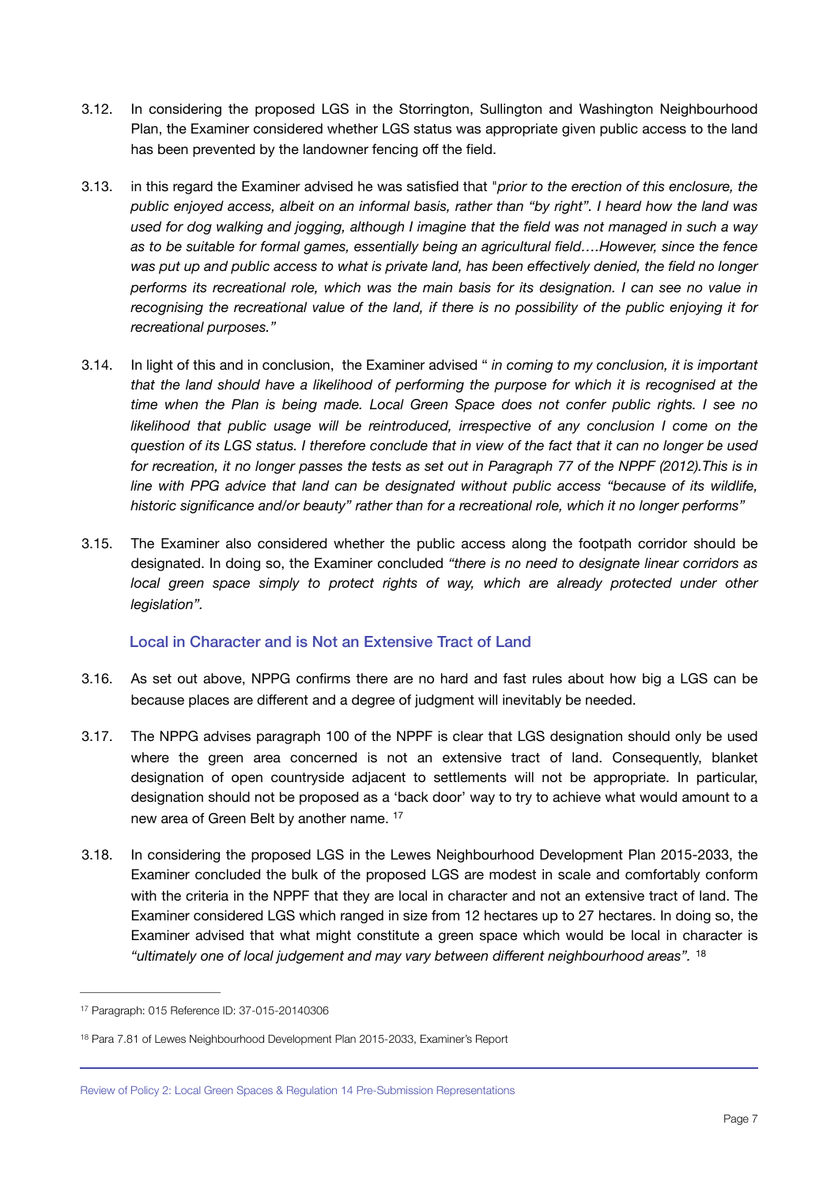3.12. In considering the proposed LGS in the Storrington, Sullington and Washington Neighbourhood Plan, the Examiner considered whether LGS status was appropriate given public access to the land has been prevented by the landowner fencing off the field.

3.13. in this regard the Examiner advised he was satisfied that "*prior to the erection of this enclosure, the public enjoyed access, albeit on an informal basis, rather than "by right". I heard how the land was used for dog walking and jogging, although I imagine that the field was not managed in such a way as to be suitable for formal games, essentially being an agricultural field….However, since the fence was put up and public access to what is private land, has been effectively denied, the field no longer performs its recreational role, which was the main basis for its designation. I can see no value in recognising the recreational value of the land, if there is no possibility of the public enjoying it for recreational purposes."*

3.14. In light of this and in conclusion, the Examiner advised " *in coming to my conclusion, it is important that the land should have a likelihood of performing the purpose for which it is recognised at the time when the Plan is being made. Local Green Space does not confer public rights. I see no likelihood that public usage will be reintroduced, irrespective of any conclusion I come on the question of its LGS status. I therefore conclude that in view of the fact that it can no longer be used for recreation, it no longer passes the tests as set out in Paragraph 77 of the NPPF (2012).This is in line with PPG advice that land can be designated without public access "because of its wildlife, historic significance and/or beauty" rather than for a recreational role, which it no longer performs"*

3.15. The Examiner also considered whether the public access along the footpath corridor should be designated. In doing so, the Examiner concluded *"there is no need to designate linear corridors as local green space simply to protect rights of way, which are already protected under other legislation".*

### Local in Character and is Not an Extensive Tract of Land

3.16. As set out above, NPPG confirms there are no hard and fast rules about how big a LGS can be because places are different and a degree of judgment will inevitably be needed.

3.17. The NPPG advises paragraph 100 of the NPPF is clear that LGS designation should only be used where the green area concerned is not an extensive tract of land. Consequently, blanket designation of open countryside adjacent to settlements will not be appropriate. In particular, designation should not be proposed as a 'back door' way to try to achieve what would amount to a new area of Green Belt by another name. [17]

3.18. In considering the proposed LGS in the Lewes Neighbourhood Development Plan 2015-2033, the Examiner concluded the bulk of the proposed LGS are modest in scale and comfortably conform with the criteria in the NPPF that they are local in character and not an extensive tract of land. The Examiner considered LGS which ranged in size from 12 hectares up to 27 hectares. In doing so, the Examiner advised that what might constitute a green space which would be local in character is *"ultimately one of local judgement and may vary between different neighbourhood areas".* [18]

---

[17] Paragraph: 015 Reference ID: 37-015-20140306

[18] Para 7.81 of Lewes Neighbourhood Development Plan 2015-2033, Examiner's Report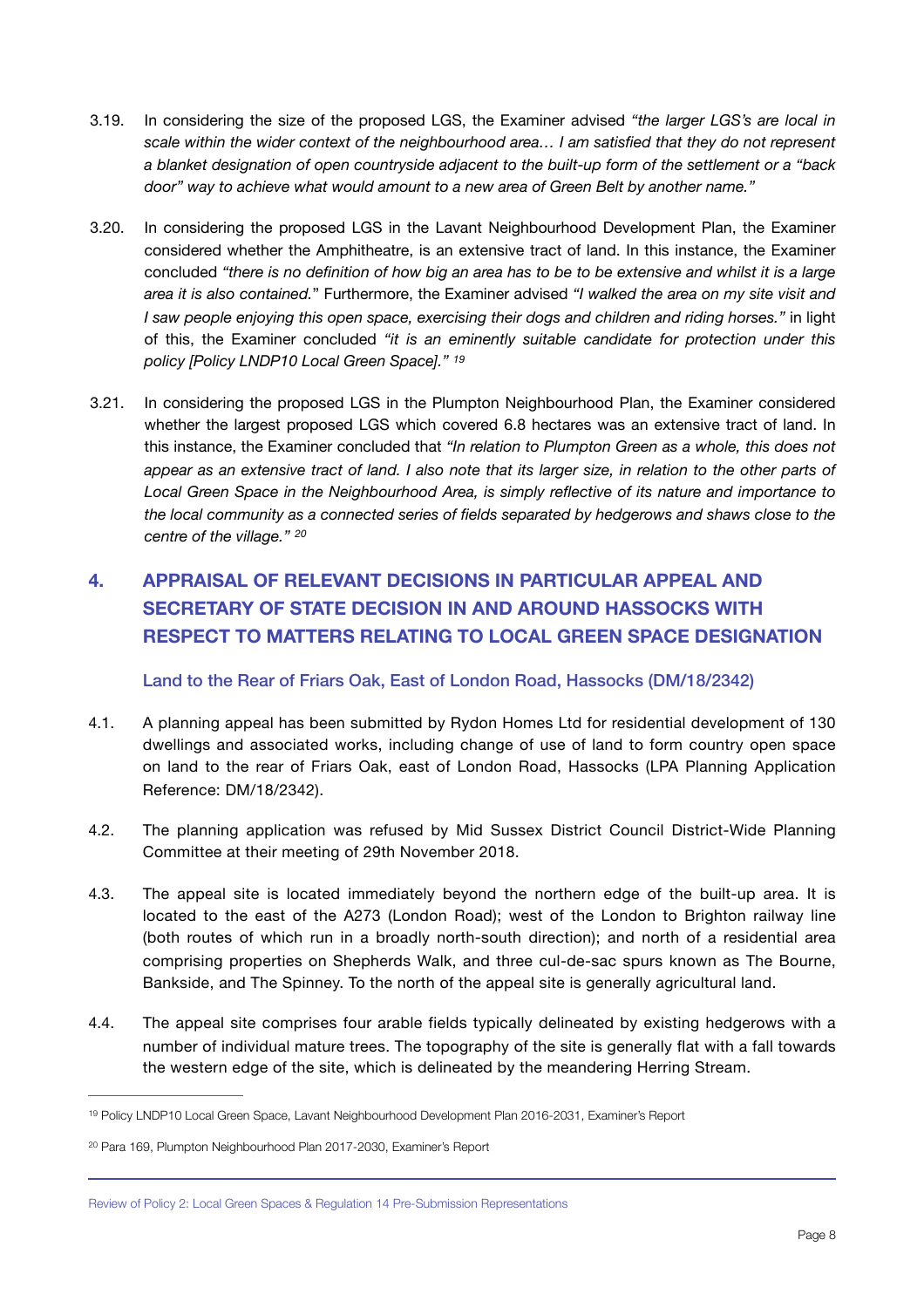3.19. In considering the size of the proposed LGS, the Examiner advised *"the larger LGS's are local in scale within the wider context of the neighbourhood area… I am satisfied that they do not represent a blanket designation of open countryside adjacent to the built-up form of the settlement or a "back door" way to achieve what would amount to a new area of Green Belt by another name."*

3.20. In considering the proposed LGS in the Lavant Neighbourhood Development Plan, the Examiner considered whether the Amphitheatre, is an extensive tract of land. In this instance, the Examiner concluded *"there is no definition of how big an area has to be to be extensive and whilst it is a large area it is also contained.*" Furthermore, the Examiner advised *"I walked the area on my site visit and I saw people enjoying this open space, exercising their dogs and children and riding horses."* in light of this, the Examiner concluded *"it is an eminently suitable candidate for protection under this policy [Policy LNDP10 Local Green Space]."* [19]

3.21. In considering the proposed LGS in the Plumpton Neighbourhood Plan, the Examiner considered whether the largest proposed LGS which covered 6.8 hectares was an extensive tract of land. In this instance, the Examiner concluded that *"In relation to Plumpton Green as a whole, this does not appear as an extensive tract of land. I also note that its larger size, in relation to the other parts of Local Green Space in the Neighbourhood Area, is simply reflective of its nature and importance to the local community as a connected series of fields separated by hedgerows and shaws close to the centre of the village."* [20]

## 4. APPRAISAL OF RELEVANT DECISIONS IN PARTICULAR APPEAL AND SECRETARY OF STATE DECISION IN AND AROUND HASSOCKS WITH RESPECT TO MATTERS RELATING TO LOCAL GREEN SPACE DESIGNATION

### Land to the Rear of Friars Oak, East of London Road, Hassocks (DM/18/2342)

4.1. A planning appeal has been submitted by Rydon Homes Ltd for residential development of 130 dwellings and associated works, including change of use of land to form country open space on land to the rear of Friars Oak, east of London Road, Hassocks (LPA Planning Application Reference: DM/18/2342).

4.2. The planning application was refused by Mid Sussex District Council District-Wide Planning Committee at their meeting of 29th November 2018.

4.3. The appeal site is located immediately beyond the northern edge of the built-up area. It is located to the east of the A273 (London Road); west of the London to Brighton railway line (both routes of which run in a broadly north-south direction); and north of a residential area comprising properties on Shepherds Walk, and three cul-de-sac spurs known as The Bourne, Bankside, and The Spinney. To the north of the appeal site is generally agricultural land.

4.4. The appeal site comprises four arable fields typically delineated by existing hedgerows with a number of individual mature trees. The topography of the site is generally flat with a fall towards the western edge of the site, which is delineated by the meandering Herring Stream.

[19] Policy LNDP10 Local Green Space, Lavant Neighbourhood Development Plan 2016-2031, Examiner's Report

[20] Para 169, Plumpton Neighbourhood Plan 2017-2030, Examiner's Report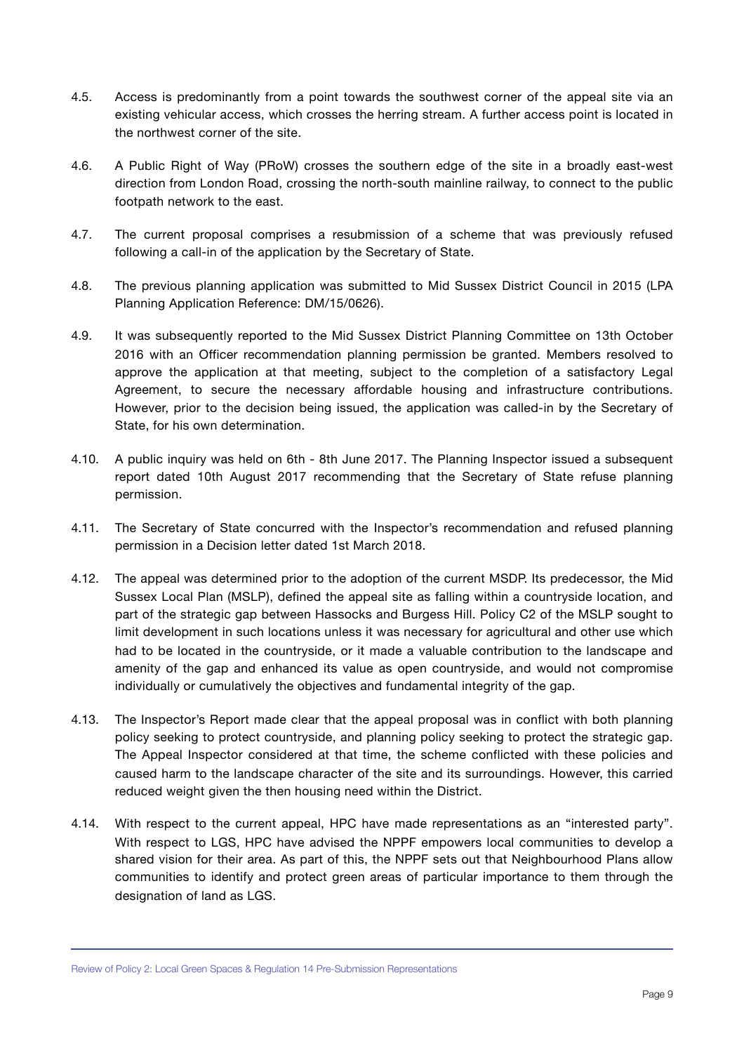4.5. Access is predominantly from a point towards the southwest corner of the appeal site via an existing vehicular access, which crosses the herring stream. A further access point is located in the northwest corner of the site.

4.6. A Public Right of Way (PRoW) crosses the southern edge of the site in a broadly east-west direction from London Road, crossing the north-south mainline railway, to connect to the public footpath network to the east.

4.7. The current proposal comprises a resubmission of a scheme that was previously refused following a call-in of the application by the Secretary of State.

4.8. The previous planning application was submitted to Mid Sussex District Council in 2015 (LPA Planning Application Reference: DM/15/0626).

4.9. It was subsequently reported to the Mid Sussex District Planning Committee on 13th October 2016 with an Officer recommendation planning permission be granted. Members resolved to approve the application at that meeting, subject to the completion of a satisfactory Legal Agreement, to secure the necessary affordable housing and infrastructure contributions. However, prior to the decision being issued, the application was called-in by the Secretary of State, for his own determination.

4.10. A public inquiry was held on 6th - 8th June 2017. The Planning Inspector issued a subsequent report dated 10th August 2017 recommending that the Secretary of State refuse planning permission.

4.11. The Secretary of State concurred with the Inspector's recommendation and refused planning permission in a Decision letter dated 1st March 2018.

4.12. The appeal was determined prior to the adoption of the current MSDP. Its predecessor, the Mid Sussex Local Plan (MSLP), defined the appeal site as falling within a countryside location, and part of the strategic gap between Hassocks and Burgess Hill. Policy C2 of the MSLP sought to limit development in such locations unless it was necessary for agricultural and other use which had to be located in the countryside, or it made a valuable contribution to the landscape and amenity of the gap and enhanced its value as open countryside, and would not compromise individually or cumulatively the objectives and fundamental integrity of the gap.

4.13. The Inspector's Report made clear that the appeal proposal was in conflict with both planning policy seeking to protect countryside, and planning policy seeking to protect the strategic gap. The Appeal Inspector considered at that time, the scheme conflicted with these policies and caused harm to the landscape character of the site and its surroundings. However, this carried reduced weight given the then housing need within the District.

4.14. With respect to the current appeal, HPC have made representations as an "interested party". With respect to LGS, HPC have advised the NPPF empowers local communities to develop a shared vision for their area. As part of this, the NPPF sets out that Neighbourhood Plans allow communities to identify and protect green areas of particular importance to them through the designation of land as LGS.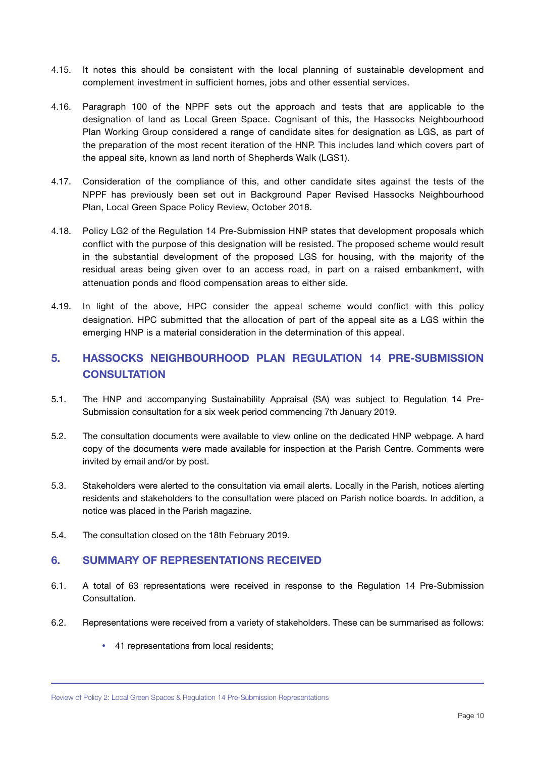4.15. It notes this should be consistent with the local planning of sustainable development and complement investment in sufficient homes, jobs and other essential services.

4.16. Paragraph 100 of the NPPF sets out the approach and tests that are applicable to the designation of land as Local Green Space. Cognisant of this, the Hassocks Neighbourhood Plan Working Group considered a range of candidate sites for designation as LGS, as part of the preparation of the most recent iteration of the HNP. This includes land which covers part of the appeal site, known as land north of Shepherds Walk (LGS1).

4.17. Consideration of the compliance of this, and other candidate sites against the tests of the NPPF has previously been set out in Background Paper Revised Hassocks Neighbourhood Plan, Local Green Space Policy Review, October 2018.

4.18. Policy LG2 of the Regulation 14 Pre-Submission HNP states that development proposals which conflict with the purpose of this designation will be resisted. The proposed scheme would result in the substantial development of the proposed LGS for housing, with the majority of the residual areas being given over to an access road, in part on a raised embankment, with attenuation ponds and flood compensation areas to either side.

4.19. In light of the above, HPC consider the appeal scheme would conflict with this policy designation. HPC submitted that the allocation of part of the appeal site as a LGS within the emerging HNP is a material consideration in the determination of this appeal.

## 5. HASSOCKS NEIGHBOURHOOD PLAN REGULATION 14 PRE-SUBMISSION CONSULTATION

5.1. The HNP and accompanying Sustainability Appraisal (SA) was subject to Regulation 14 Pre-Submission consultation for a six week period commencing 7th January 2019.

5.2. The consultation documents were available to view online on the dedicated HNP webpage. A hard copy of the documents were made available for inspection at the Parish Centre. Comments were invited by email and/or by post.

5.3. Stakeholders were alerted to the consultation via email alerts. Locally in the Parish, notices alerting residents and stakeholders to the consultation were placed on Parish notice boards. In addition, a notice was placed in the Parish magazine.

5.4. The consultation closed on the 18th February 2019.

## 6. SUMMARY OF REPRESENTATIONS RECEIVED

6.1. A total of 63 representations were received in response to the Regulation 14 Pre-Submission Consultation.

6.2. Representations were received from a variety of stakeholders. These can be summarised as follows:

- 41 representations from local residents;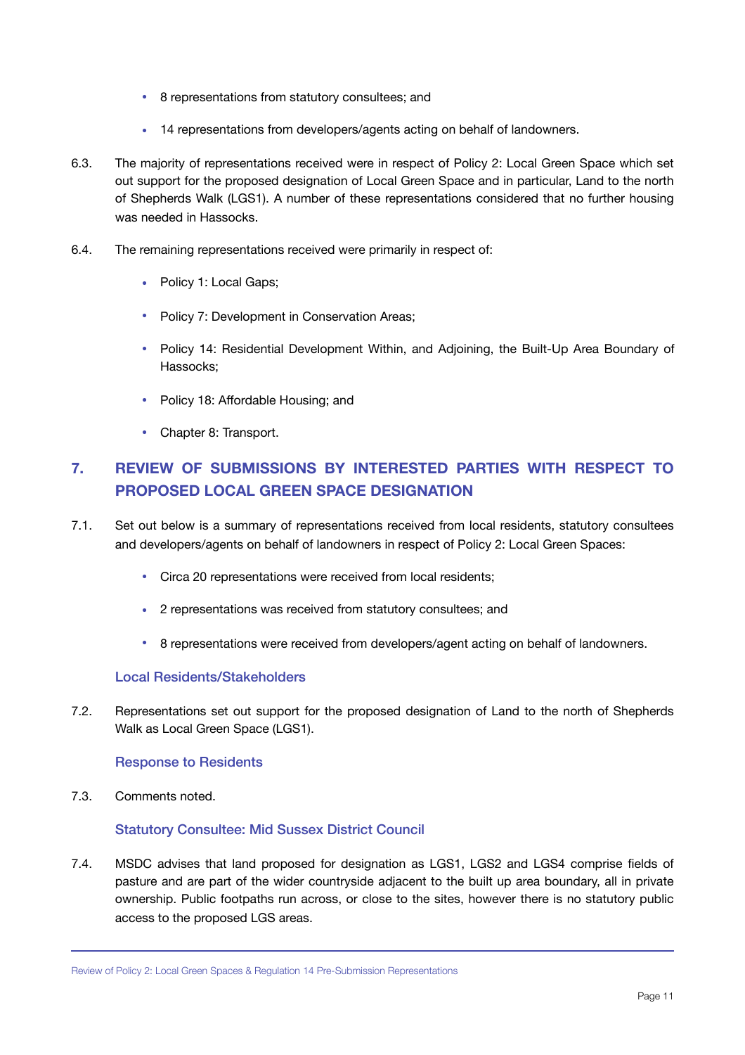- 8 representations from statutory consultees; and
- 14 representations from developers/agents acting on behalf of landowners.

6.3. The majority of representations received were in respect of Policy 2: Local Green Space which set out support for the proposed designation of Local Green Space and in particular, Land to the north of Shepherds Walk (LGS1). A number of these representations considered that no further housing was needed in Hassocks.

6.4. The remaining representations received were primarily in respect of:

- Policy 1: Local Gaps;
- Policy 7: Development in Conservation Areas;
- Policy 14: Residential Development Within, and Adjoining, the Built-Up Area Boundary of Hassocks;
- Policy 18: Affordable Housing; and
- Chapter 8: Transport.

## 7. REVIEW OF SUBMISSIONS BY INTERESTED PARTIES WITH RESPECT TO PROPOSED LOCAL GREEN SPACE DESIGNATION

7.1. Set out below is a summary of representations received from local residents, statutory consultees and developers/agents on behalf of landowners in respect of Policy 2: Local Green Spaces:

- Circa 20 representations were received from local residents;
- 2 representations was received from statutory consultees; and
- 8 representations were received from developers/agent acting on behalf of landowners.

### Local Residents/Stakeholders

7.2. Representations set out support for the proposed designation of Land to the north of Shepherds Walk as Local Green Space (LGS1).

### Response to Residents

7.3. Comments noted.

### Statutory Consultee: Mid Sussex District Council

7.4. MSDC advises that land proposed for designation as LGS1, LGS2 and LGS4 comprise fields of pasture and are part of the wider countryside adjacent to the built up area boundary, all in private ownership. Public footpaths run across, or close to the sites, however there is no statutory public access to the proposed LGS areas.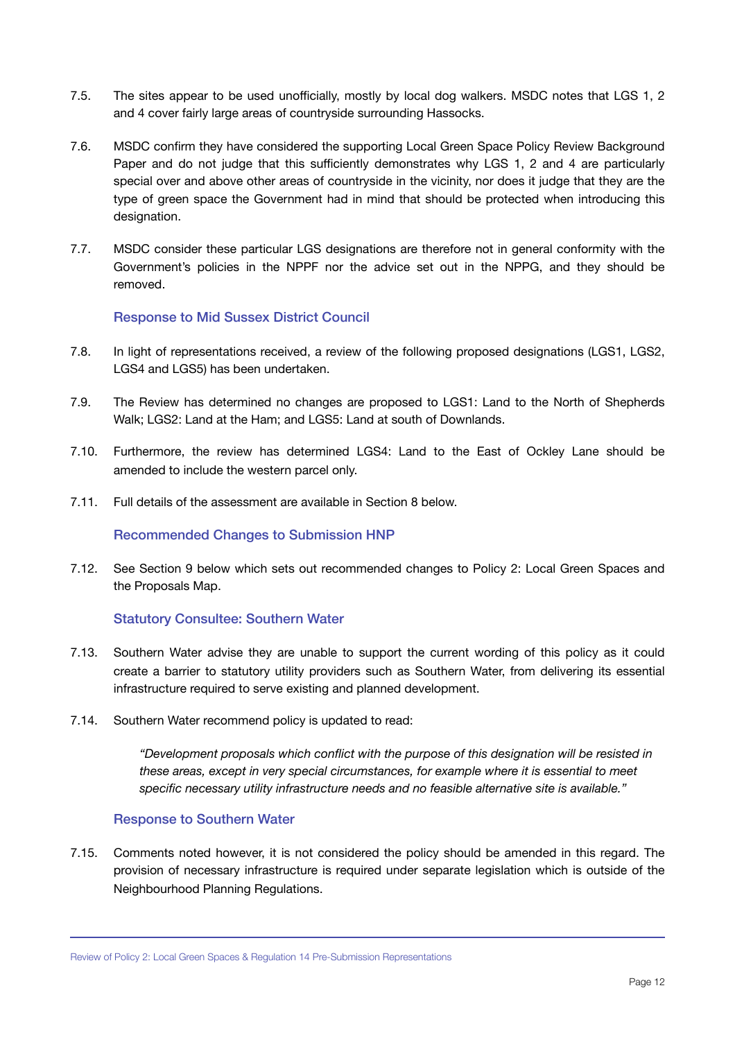7.5. The sites appear to be used unofficially, mostly by local dog walkers. MSDC notes that LGS 1, 2 and 4 cover fairly large areas of countryside surrounding Hassocks.

7.6. MSDC confirm they have considered the supporting Local Green Space Policy Review Background Paper and do not judge that this sufficiently demonstrates why LGS 1, 2 and 4 are particularly special over and above other areas of countryside in the vicinity, nor does it judge that they are the type of green space the Government had in mind that should be protected when introducing this designation.

7.7. MSDC consider these particular LGS designations are therefore not in general conformity with the Government's policies in the NPPF nor the advice set out in the NPPG, and they should be removed.

### Response to Mid Sussex District Council

7.8. In light of representations received, a review of the following proposed designations (LGS1, LGS2, LGS4 and LGS5) has been undertaken.

7.9. The Review has determined no changes are proposed to LGS1: Land to the North of Shepherds Walk; LGS2: Land at the Ham; and LGS5: Land at south of Downlands.

7.10. Furthermore, the review has determined LGS4: Land to the East of Ockley Lane should be amended to include the western parcel only.

7.11. Full details of the assessment are available in Section 8 below.

### Recommended Changes to Submission HNP

7.12. See Section 9 below which sets out recommended changes to Policy 2: Local Green Spaces and the Proposals Map.

### Statutory Consultee: Southern Water

7.13. Southern Water advise they are unable to support the current wording of this policy as it could create a barrier to statutory utility providers such as Southern Water, from delivering its essential infrastructure required to serve existing and planned development.

7.14. Southern Water recommend policy is updated to read:

> *"Development proposals which conflict with the purpose of this designation will be resisted in these areas, except in very special circumstances, for example where it is essential to meet specific necessary utility infrastructure needs and no feasible alternative site is available."*

### Response to Southern Water

7.15. Comments noted however, it is not considered the policy should be amended in this regard. The provision of necessary infrastructure is required under separate legislation which is outside of the Neighbourhood Planning Regulations.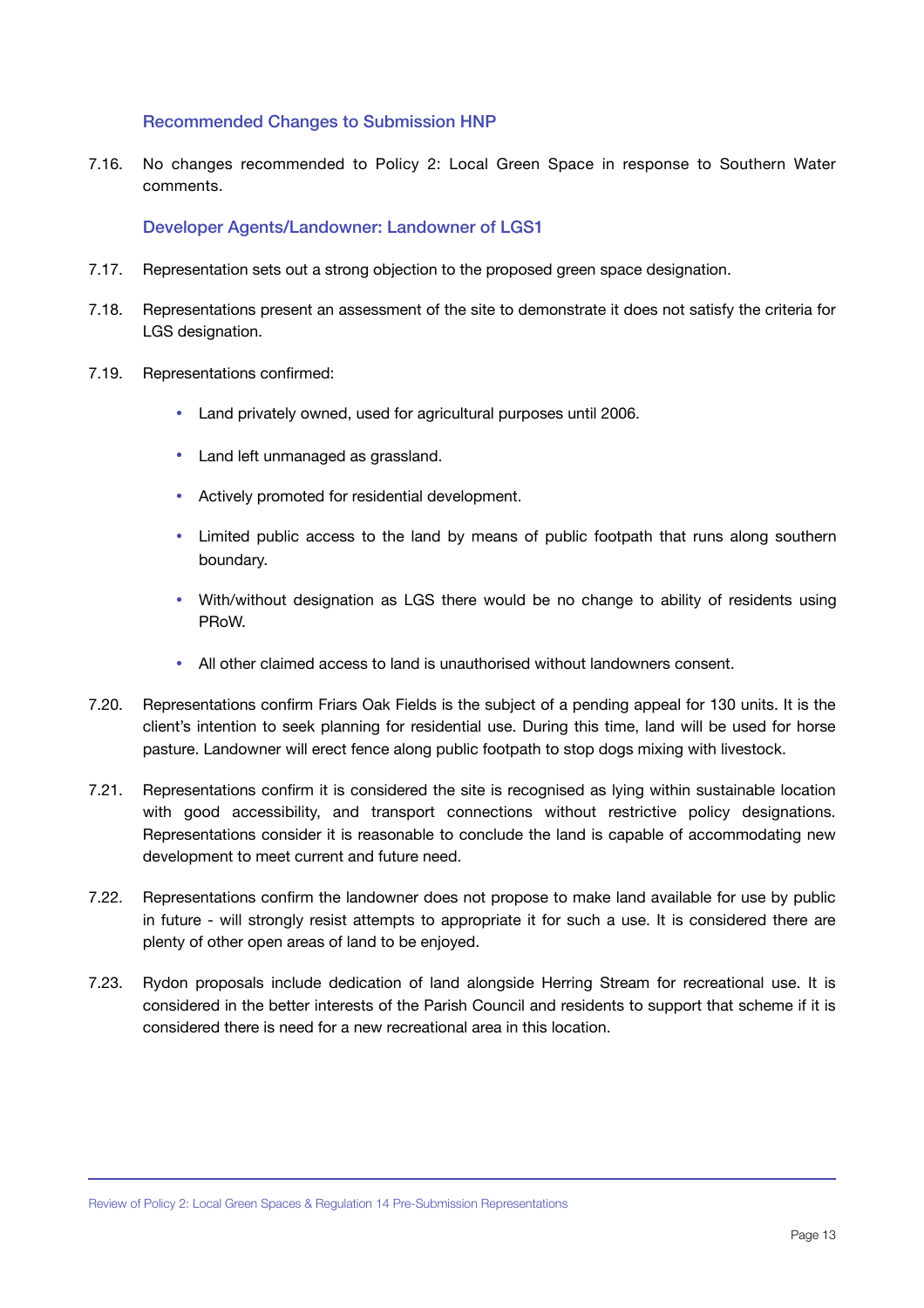### Recommended Changes to Submission HNP

7.16. No changes recommended to Policy 2: Local Green Space in response to Southern Water comments.

### Developer Agents/Landowner: Landowner of LGS1

7.17. Representation sets out a strong objection to the proposed green space designation.

7.18. Representations present an assessment of the site to demonstrate it does not satisfy the criteria for LGS designation.

7.19. Representations confirmed:

- Land privately owned, used for agricultural purposes until 2006.
- Land left unmanaged as grassland.
- Actively promoted for residential development.
- Limited public access to the land by means of public footpath that runs along southern boundary.
- With/without designation as LGS there would be no change to ability of residents using PRoW.
- All other claimed access to land is unauthorised without landowners consent.

7.20. Representations confirm Friars Oak Fields is the subject of a pending appeal for 130 units. It is the client's intention to seek planning for residential use. During this time, land will be used for horse pasture. Landowner will erect fence along public footpath to stop dogs mixing with livestock.

7.21. Representations confirm it is considered the site is recognised as lying within sustainable location with good accessibility, and transport connections without restrictive policy designations. Representations consider it is reasonable to conclude the land is capable of accommodating new development to meet current and future need.

7.22. Representations confirm the landowner does not propose to make land available for use by public in future - will strongly resist attempts to appropriate it for such a use. It is considered there are plenty of other open areas of land to be enjoyed.

7.23. Rydon proposals include dedication of land alongside Herring Stream for recreational use. It is considered in the better interests of the Parish Council and residents to support that scheme if it is considered there is need for a new recreational area in this location.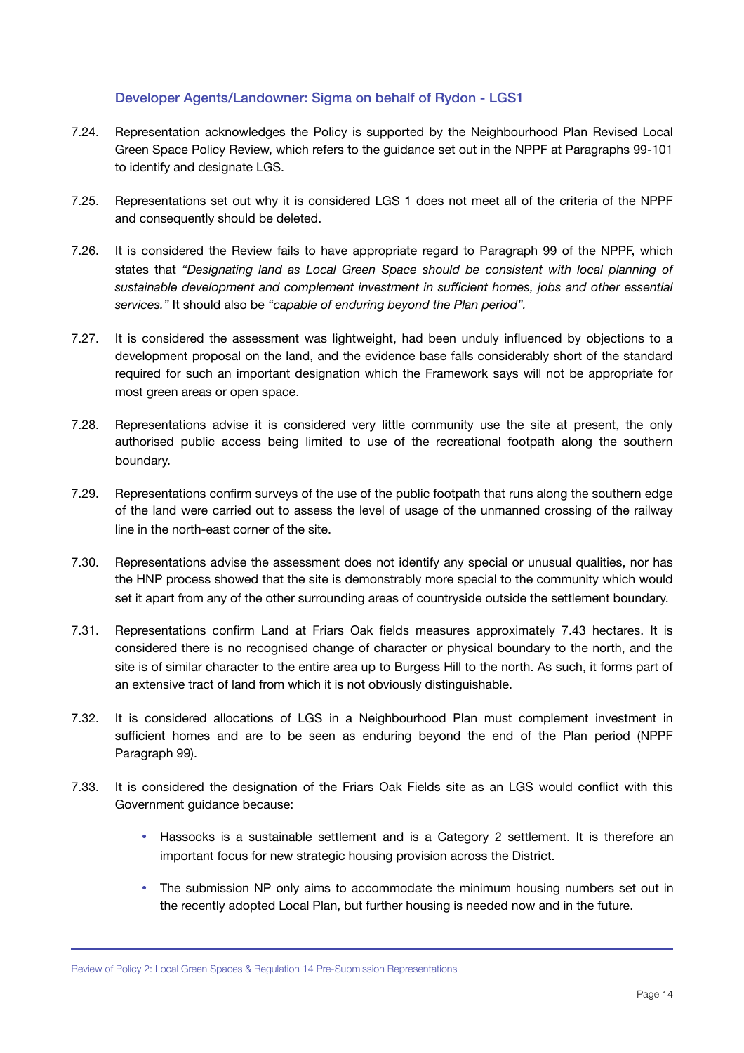### Developer Agents/Landowner: Sigma on behalf of Rydon - LGS1

7.24. Representation acknowledges the Policy is supported by the Neighbourhood Plan Revised Local Green Space Policy Review, which refers to the guidance set out in the NPPF at Paragraphs 99-101 to identify and designate LGS.

7.25. Representations set out why it is considered LGS 1 does not meet all of the criteria of the NPPF and consequently should be deleted.

7.26. It is considered the Review fails to have appropriate regard to Paragraph 99 of the NPPF, which states that *"Designating land as Local Green Space should be consistent with local planning of sustainable development and complement investment in sufficient homes, jobs and other essential services."* It should also be *"capable of enduring beyond the Plan period".*

7.27. It is considered the assessment was lightweight, had been unduly influenced by objections to a development proposal on the land, and the evidence base falls considerably short of the standard required for such an important designation which the Framework says will not be appropriate for most green areas or open space.

7.28. Representations advise it is considered very little community use the site at present, the only authorised public access being limited to use of the recreational footpath along the southern boundary.

7.29. Representations confirm surveys of the use of the public footpath that runs along the southern edge of the land were carried out to assess the level of usage of the unmanned crossing of the railway line in the north-east corner of the site.

7.30. Representations advise the assessment does not identify any special or unusual qualities, nor has the HNP process showed that the site is demonstrably more special to the community which would set it apart from any of the other surrounding areas of countryside outside the settlement boundary.

7.31. Representations confirm Land at Friars Oak fields measures approximately 7.43 hectares. It is considered there is no recognised change of character or physical boundary to the north, and the site is of similar character to the entire area up to Burgess Hill to the north. As such, it forms part of an extensive tract of land from which it is not obviously distinguishable.

7.32. It is considered allocations of LGS in a Neighbourhood Plan must complement investment in sufficient homes and are to be seen as enduring beyond the end of the Plan period (NPPF Paragraph 99).

7.33. It is considered the designation of the Friars Oak Fields site as an LGS would conflict with this Government guidance because:

- Hassocks is a sustainable settlement and is a Category 2 settlement. It is therefore an important focus for new strategic housing provision across the District.
- The submission NP only aims to accommodate the minimum housing numbers set out in the recently adopted Local Plan, but further housing is needed now and in the future.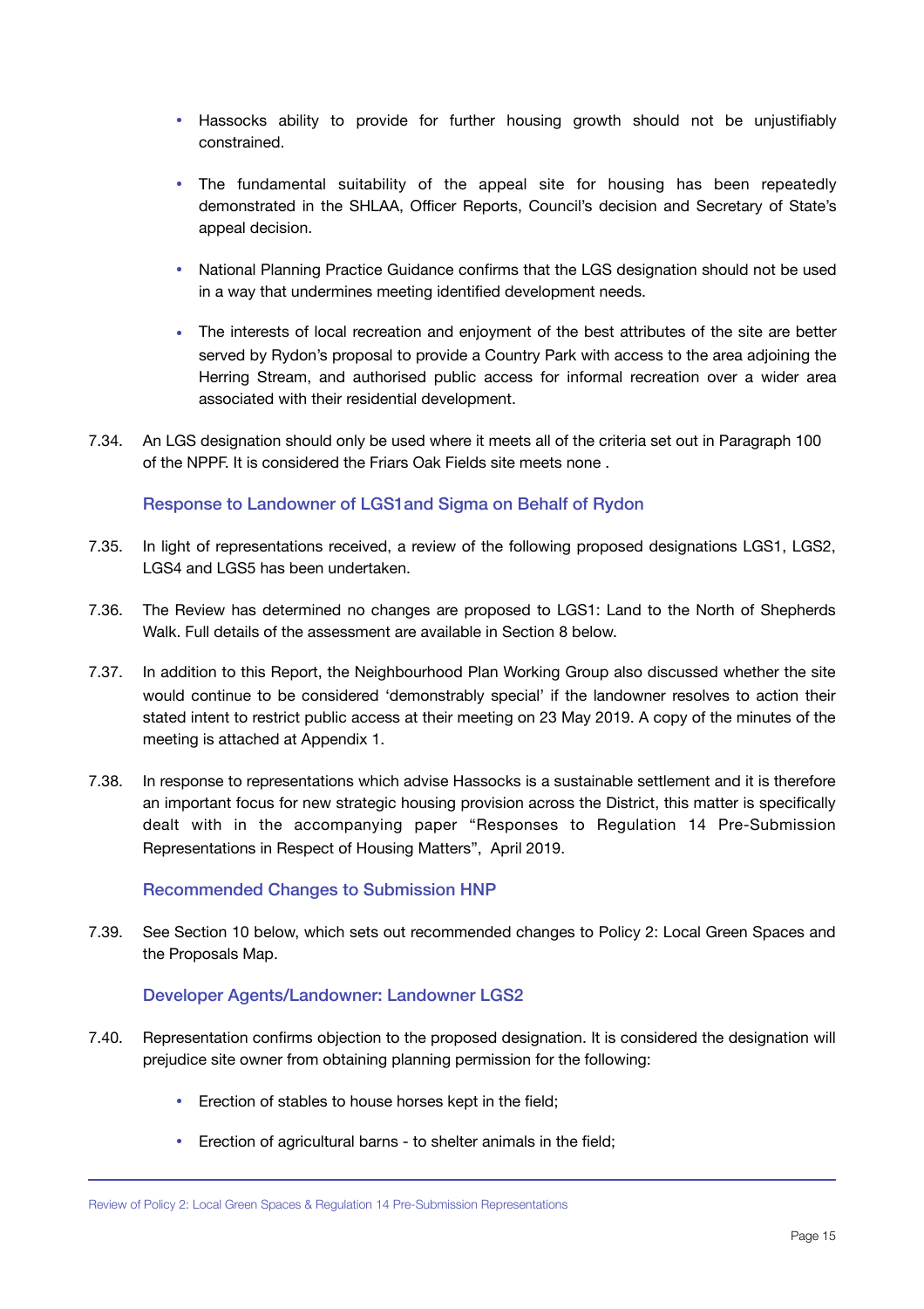- Hassocks ability to provide for further housing growth should not be unjustifiably constrained.

- The fundamental suitability of the appeal site for housing has been repeatedly demonstrated in the SHLAA, Officer Reports, Council's decision and Secretary of State's appeal decision.

- National Planning Practice Guidance confirms that the LGS designation should not be used in a way that undermines meeting identified development needs.

- The interests of local recreation and enjoyment of the best attributes of the site are better served by Rydon's proposal to provide a Country Park with access to the area adjoining the Herring Stream, and authorised public access for informal recreation over a wider area associated with their residential development.

7.34. An LGS designation should only be used where it meets all of the criteria set out in Paragraph 100 of the NPPF. It is considered the Friars Oak Fields site meets none .

### Response to Landowner of LGS1and Sigma on Behalf of Rydon

7.35. In light of representations received, a review of the following proposed designations LGS1, LGS2, LGS4 and LGS5 has been undertaken.

7.36. The Review has determined no changes are proposed to LGS1: Land to the North of Shepherds Walk. Full details of the assessment are available in Section 8 below.

7.37. In addition to this Report, the Neighbourhood Plan Working Group also discussed whether the site would continue to be considered 'demonstrably special' if the landowner resolves to action their stated intent to restrict public access at their meeting on 23 May 2019. A copy of the minutes of the meeting is attached at Appendix 1.

7.38. In response to representations which advise Hassocks is a sustainable settlement and it is therefore an important focus for new strategic housing provision across the District, this matter is specifically dealt with in the accompanying paper "Responses to Regulation 14 Pre-Submission Representations in Respect of Housing Matters", April 2019.

### Recommended Changes to Submission HNP

7.39. See Section 10 below, which sets out recommended changes to Policy 2: Local Green Spaces and the Proposals Map.

### Developer Agents/Landowner: Landowner LGS2

7.40. Representation confirms objection to the proposed designation. It is considered the designation will prejudice site owner from obtaining planning permission for the following:

- Erection of stables to house horses kept in the field;

- Erection of agricultural barns - to shelter animals in the field;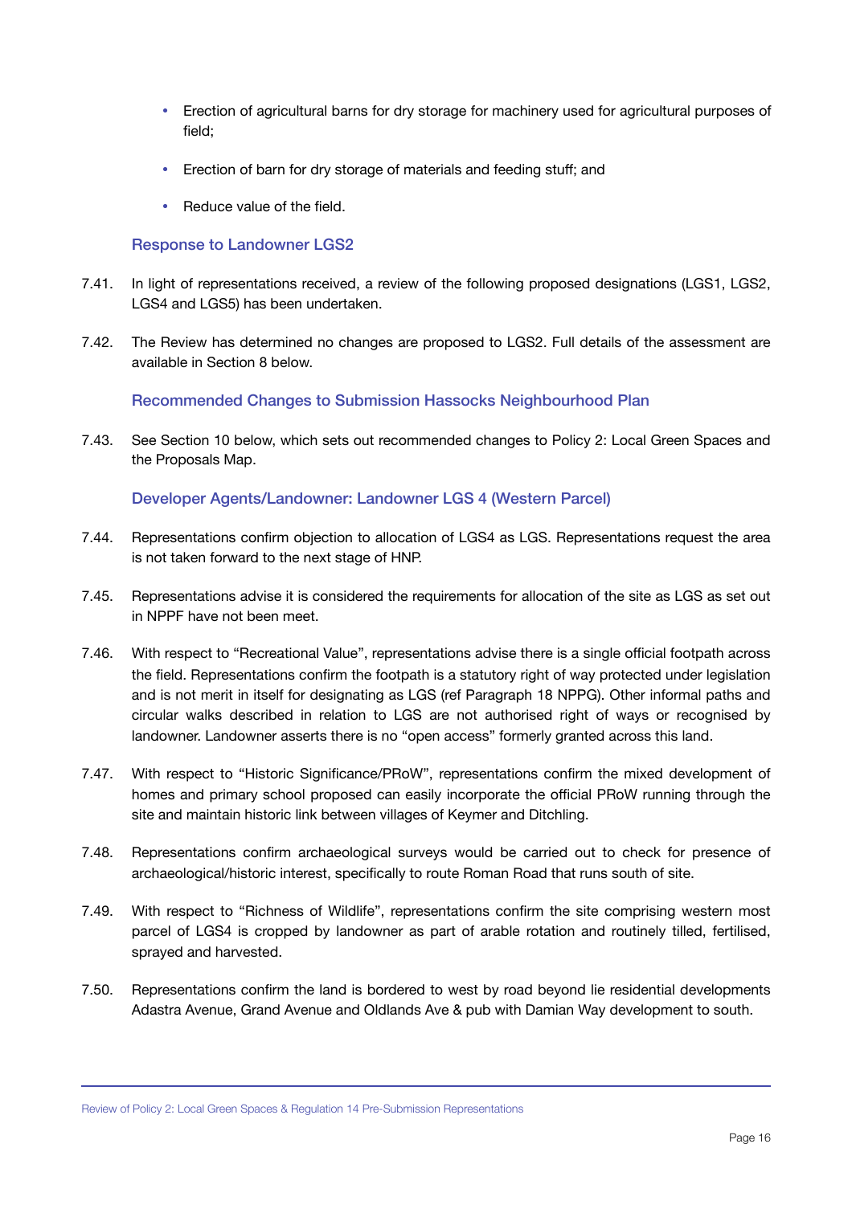- Erection of agricultural barns for dry storage for machinery used for agricultural purposes of field;
- Erection of barn for dry storage of materials and feeding stuff; and
- Reduce value of the field.

### Response to Landowner LGS2

7.41. In light of representations received, a review of the following proposed designations (LGS1, LGS2, LGS4 and LGS5) has been undertaken.

7.42. The Review has determined no changes are proposed to LGS2. Full details of the assessment are available in Section 8 below.

### Recommended Changes to Submission Hassocks Neighbourhood Plan

7.43. See Section 10 below, which sets out recommended changes to Policy 2: Local Green Spaces and the Proposals Map.

### Developer Agents/Landowner: Landowner LGS 4 (Western Parcel)

7.44. Representations confirm objection to allocation of LGS4 as LGS. Representations request the area is not taken forward to the next stage of HNP.

7.45. Representations advise it is considered the requirements for allocation of the site as LGS as set out in NPPF have not been meet.

7.46. With respect to "Recreational Value", representations advise there is a single official footpath across the field. Representations confirm the footpath is a statutory right of way protected under legislation and is not merit in itself for designating as LGS (ref Paragraph 18 NPPG). Other informal paths and circular walks described in relation to LGS are not authorised right of ways or recognised by landowner. Landowner asserts there is no "open access" formerly granted across this land.

7.47. With respect to "Historic Significance/PRoW", representations confirm the mixed development of homes and primary school proposed can easily incorporate the official PRoW running through the site and maintain historic link between villages of Keymer and Ditchling.

7.48. Representations confirm archaeological surveys would be carried out to check for presence of archaeological/historic interest, specifically to route Roman Road that runs south of site.

7.49. With respect to "Richness of Wildlife", representations confirm the site comprising western most parcel of LGS4 is cropped by landowner as part of arable rotation and routinely tilled, fertilised, sprayed and harvested.

7.50. Representations confirm the land is bordered to west by road beyond lie residential developments Adastra Avenue, Grand Avenue and Oldlands Ave & pub with Damian Way development to south.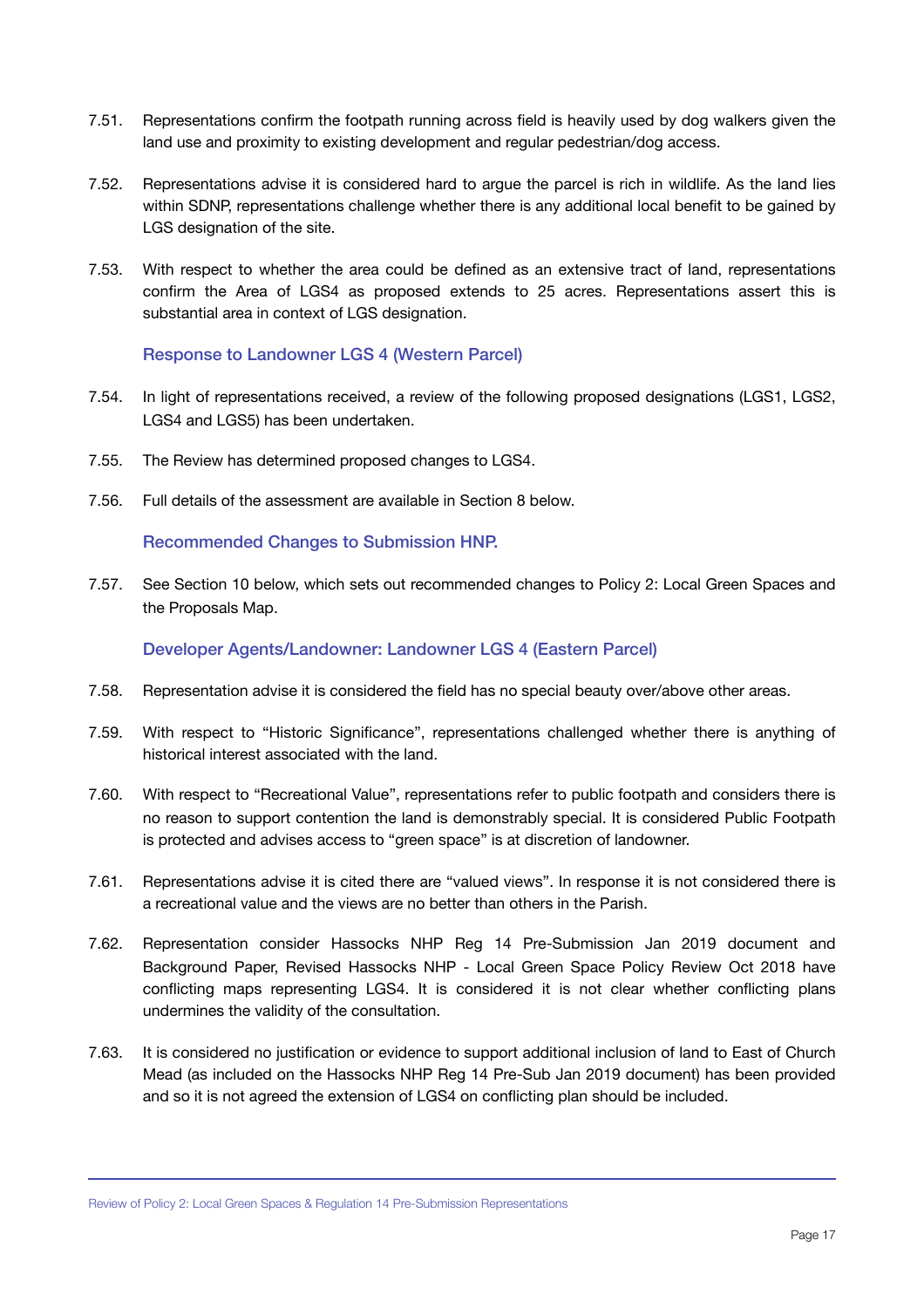7.51. Representations confirm the footpath running across field is heavily used by dog walkers given the land use and proximity to existing development and regular pedestrian/dog access.

7.52. Representations advise it is considered hard to argue the parcel is rich in wildlife. As the land lies within SDNP, representations challenge whether there is any additional local benefit to be gained by LGS designation of the site.

7.53. With respect to whether the area could be defined as an extensive tract of land, representations confirm the Area of LGS4 as proposed extends to 25 acres. Representations assert this is substantial area in context of LGS designation.

### Response to Landowner LGS 4 (Western Parcel)

7.54. In light of representations received, a review of the following proposed designations (LGS1, LGS2, LGS4 and LGS5) has been undertaken.

7.55. The Review has determined proposed changes to LGS4.

7.56. Full details of the assessment are available in Section 8 below.

### Recommended Changes to Submission HNP.

7.57. See Section 10 below, which sets out recommended changes to Policy 2: Local Green Spaces and the Proposals Map.

### Developer Agents/Landowner: Landowner LGS 4 (Eastern Parcel)

7.58. Representation advise it is considered the field has no special beauty over/above other areas.

7.59. With respect to "Historic Significance", representations challenged whether there is anything of historical interest associated with the land.

7.60. With respect to "Recreational Value", representations refer to public footpath and considers there is no reason to support contention the land is demonstrably special. It is considered Public Footpath is protected and advises access to "green space" is at discretion of landowner.

7.61. Representations advise it is cited there are "valued views". In response it is not considered there is a recreational value and the views are no better than others in the Parish.

7.62. Representation consider Hassocks NHP Reg 14 Pre-Submission Jan 2019 document and Background Paper, Revised Hassocks NHP - Local Green Space Policy Review Oct 2018 have conflicting maps representing LGS4. It is considered it is not clear whether conflicting plans undermines the validity of the consultation.

7.63. It is considered no justification or evidence to support additional inclusion of land to East of Church Mead (as included on the Hassocks NHP Reg 14 Pre-Sub Jan 2019 document) has been provided and so it is not agreed the extension of LGS4 on conflicting plan should be included.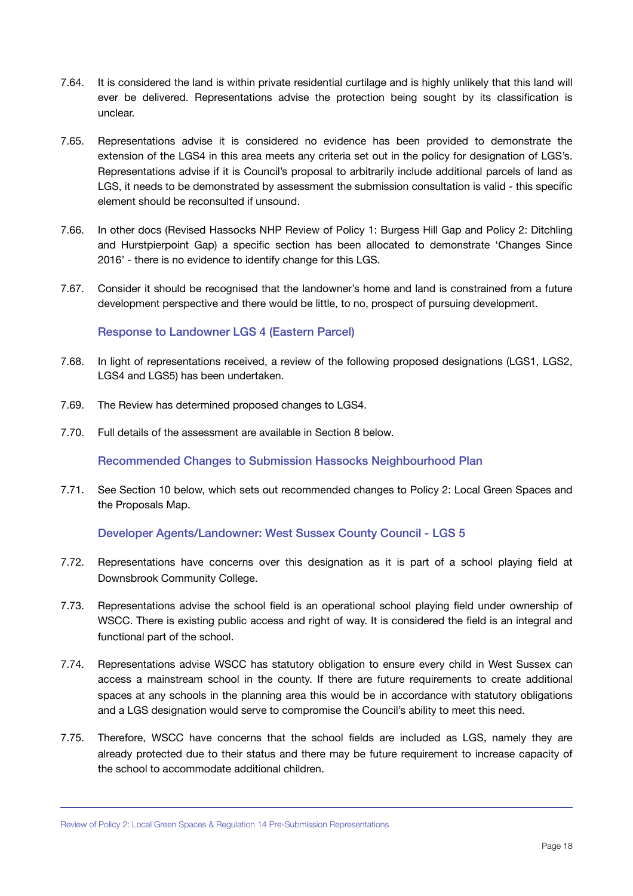7.64. It is considered the land is within private residential curtilage and is highly unlikely that this land will ever be delivered. Representations advise the protection being sought by its classification is unclear.

7.65. Representations advise it is considered no evidence has been provided to demonstrate the extension of the LGS4 in this area meets any criteria set out in the policy for designation of LGS's. Representations advise if it is Council's proposal to arbitrarily include additional parcels of land as LGS, it needs to be demonstrated by assessment the submission consultation is valid - this specific element should be reconsulted if unsound.

7.66. In other docs (Revised Hassocks NHP Review of Policy 1: Burgess Hill Gap and Policy 2: Ditchling and Hurstpierpoint Gap) a specific section has been allocated to demonstrate 'Changes Since 2016' - there is no evidence to identify change for this LGS.

7.67. Consider it should be recognised that the landowner's home and land is constrained from a future development perspective and there would be little, to no, prospect of pursuing development.

### Response to Landowner LGS 4 (Eastern Parcel)

7.68. In light of representations received, a review of the following proposed designations (LGS1, LGS2, LGS4 and LGS5) has been undertaken.

7.69. The Review has determined proposed changes to LGS4.

7.70. Full details of the assessment are available in Section 8 below.

### Recommended Changes to Submission Hassocks Neighbourhood Plan

7.71. See Section 10 below, which sets out recommended changes to Policy 2: Local Green Spaces and the Proposals Map.

### Developer Agents/Landowner: West Sussex County Council - LGS 5

7.72. Representations have concerns over this designation as it is part of a school playing field at Downsbrook Community College.

7.73. Representations advise the school field is an operational school playing field under ownership of WSCC. There is existing public access and right of way. It is considered the field is an integral and functional part of the school.

7.74. Representations advise WSCC has statutory obligation to ensure every child in West Sussex can access a mainstream school in the county. If there are future requirements to create additional spaces at any schools in the planning area this would be in accordance with statutory obligations and a LGS designation would serve to compromise the Council's ability to meet this need.

7.75. Therefore, WSCC have concerns that the school fields are included as LGS, namely they are already protected due to their status and there may be future requirement to increase capacity of the school to accommodate additional children.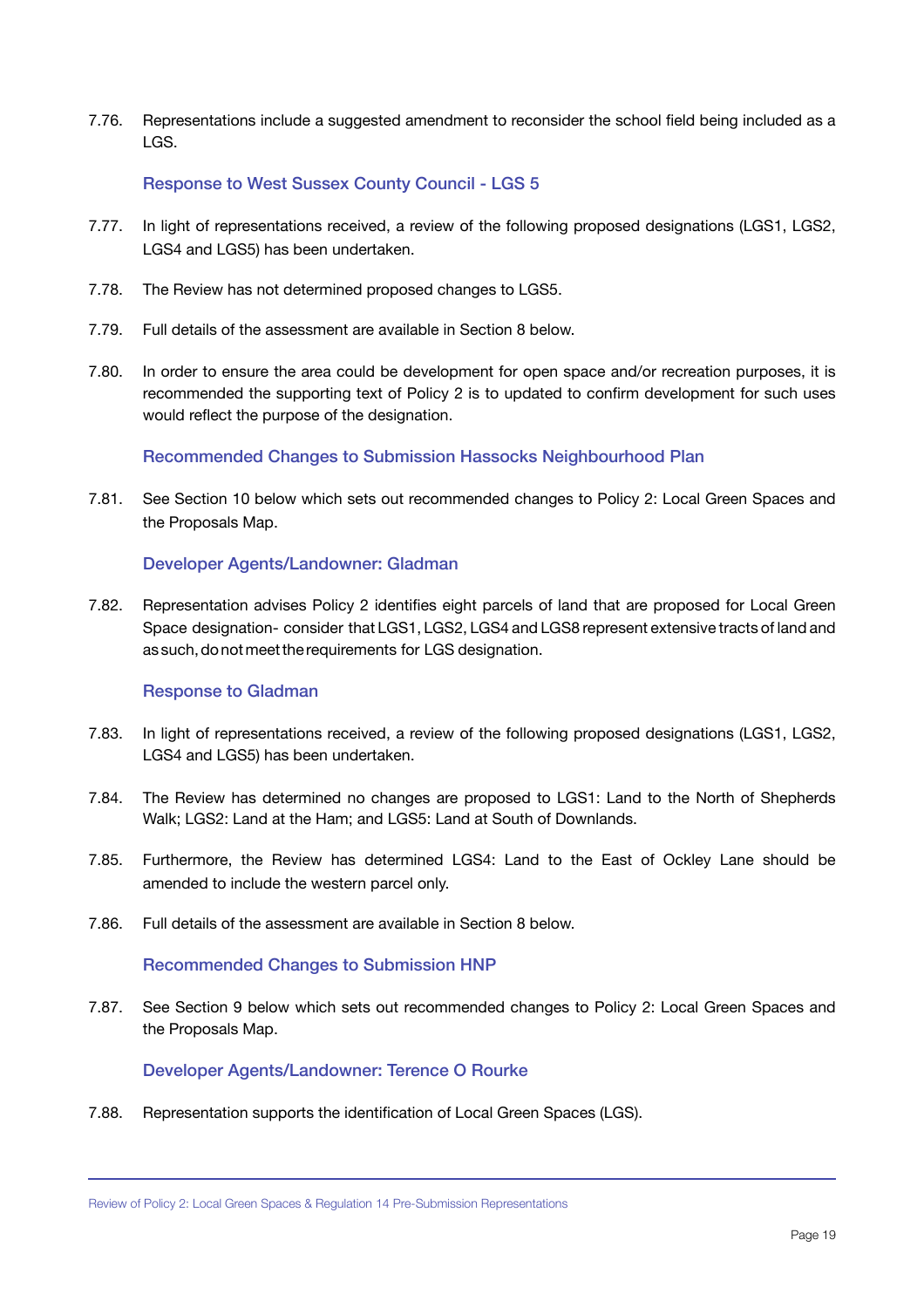7.76. Representations include a suggested amendment to reconsider the school field being included as a LGS.

### Response to West Sussex County Council - LGS 5

7.77. In light of representations received, a review of the following proposed designations (LGS1, LGS2, LGS4 and LGS5) has been undertaken.

7.78. The Review has not determined proposed changes to LGS5.

7.79. Full details of the assessment are available in Section 8 below.

7.80. In order to ensure the area could be development for open space and/or recreation purposes, it is recommended the supporting text of Policy 2 is to updated to confirm development for such uses would reflect the purpose of the designation.

### Recommended Changes to Submission Hassocks Neighbourhood Plan

7.81. See Section 10 below which sets out recommended changes to Policy 2: Local Green Spaces and the Proposals Map.

### Developer Agents/Landowner: Gladman

7.82. Representation advises Policy 2 identifies eight parcels of land that are proposed for Local Green Space designation- consider that LGS1, LGS2, LGS4 and LGS8 represent extensive tracts of land and as such, do not meet the requirements for LGS designation.

### Response to Gladman

7.83. In light of representations received, a review of the following proposed designations (LGS1, LGS2, LGS4 and LGS5) has been undertaken.

7.84. The Review has determined no changes are proposed to LGS1: Land to the North of Shepherds Walk; LGS2: Land at the Ham; and LGS5: Land at South of Downlands.

7.85. Furthermore, the Review has determined LGS4: Land to the East of Ockley Lane should be amended to include the western parcel only.

7.86. Full details of the assessment are available in Section 8 below.

### Recommended Changes to Submission HNP

7.87. See Section 9 below which sets out recommended changes to Policy 2: Local Green Spaces and the Proposals Map.

### Developer Agents/Landowner: Terence O Rourke

7.88. Representation supports the identification of Local Green Spaces (LGS).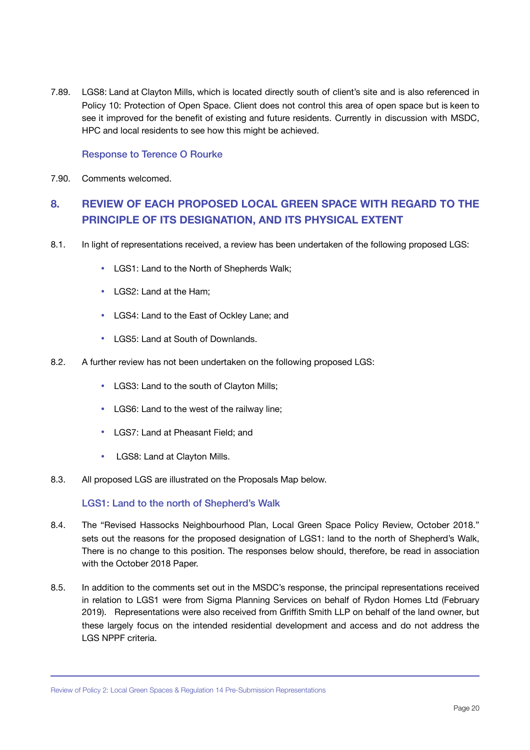7.89. LGS8: Land at Clayton Mills, which is located directly south of client's site and is also referenced in Policy 10: Protection of Open Space. Client does not control this area of open space but is keen to see it improved for the benefit of existing and future residents. Currently in discussion with MSDC, HPC and local residents to see how this might be achieved.

### Response to Terence O Rourke

7.90. Comments welcomed.

## 8. REVIEW OF EACH PROPOSED LOCAL GREEN SPACE WITH REGARD TO THE PRINCIPLE OF ITS DESIGNATION, AND ITS PHYSICAL EXTENT

8.1. In light of representations received, a review has been undertaken of the following proposed LGS:

- LGS1: Land to the North of Shepherds Walk;
- LGS2: Land at the Ham;
- LGS4: Land to the East of Ockley Lane; and
- LGS5: Land at South of Downlands.

8.2. A further review has not been undertaken on the following proposed LGS:

- LGS3: Land to the south of Clayton Mills;
- LGS6: Land to the west of the railway line;
- LGS7: Land at Pheasant Field; and
- LGS8: Land at Clayton Mills.

8.3. All proposed LGS are illustrated on the Proposals Map below.

### LGS1: Land to the north of Shepherd's Walk

8.4. The "Revised Hassocks Neighbourhood Plan, Local Green Space Policy Review, October 2018." sets out the reasons for the proposed designation of LGS1: land to the north of Shepherd's Walk, There is no change to this position. The responses below should, therefore, be read in association with the October 2018 Paper.

8.5. In addition to the comments set out in the MSDC's response, the principal representations received in relation to LGS1 were from Sigma Planning Services on behalf of Rydon Homes Ltd (February 2019). Representations were also received from Griffith Smith LLP on behalf of the land owner, but these largely focus on the intended residential development and access and do not address the LGS NPPF criteria.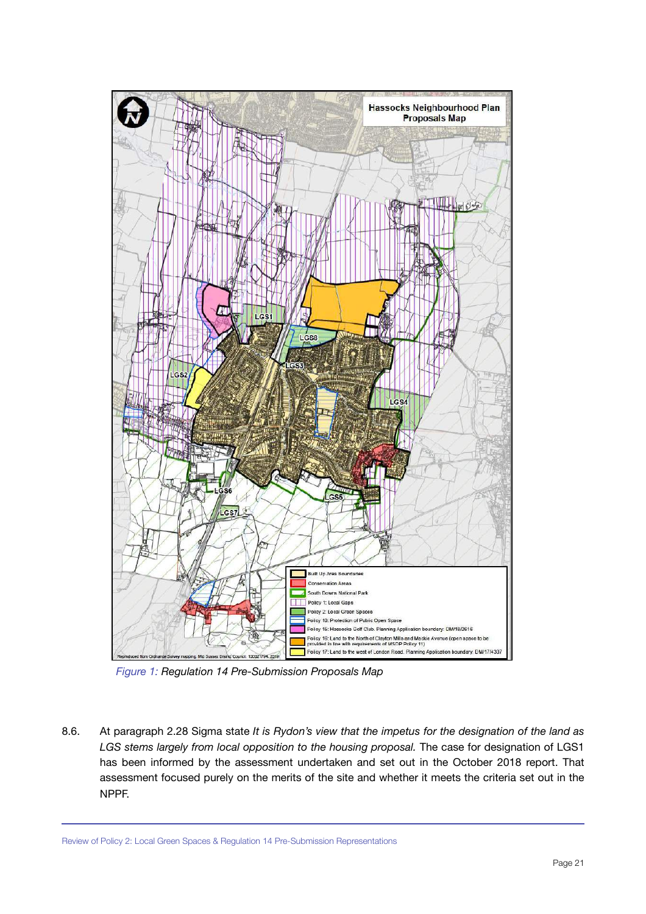*Figure 1: Regulation 14 Pre-Submission Proposals Map*

8.6. At paragraph 2.28 Sigma state *It is Rydon's view that the impetus for the designation of the land as LGS stems largely from local opposition to the housing proposal.* The case for designation of LGS1 has been informed by the assessment undertaken and set out in the October 2018 report. That assessment focused purely on the merits of the site and whether it meets the criteria set out in the NPPF.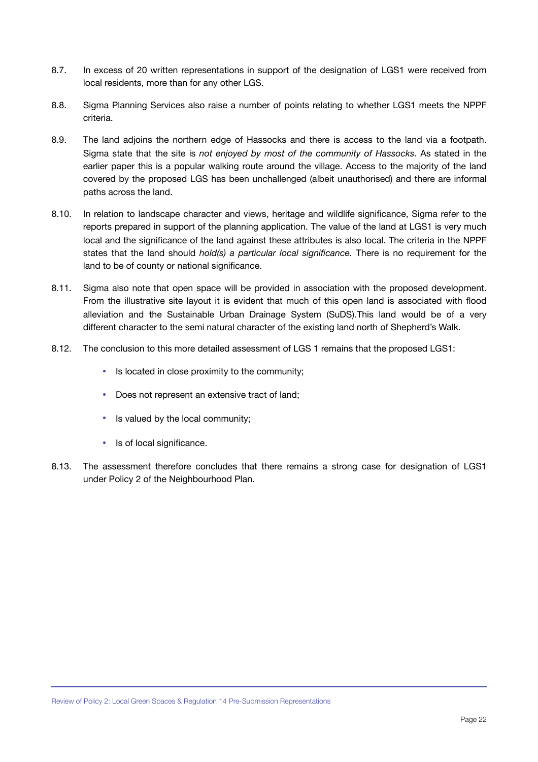8.7. In excess of 20 written representations in support of the designation of LGS1 were received from local residents, more than for any other LGS.

8.8. Sigma Planning Services also raise a number of points relating to whether LGS1 meets the NPPF criteria.

8.9. The land adjoins the northern edge of Hassocks and there is access to the land via a footpath. Sigma state that the site is *not enjoyed by most of the community of Hassocks*. As stated in the earlier paper this is a popular walking route around the village. Access to the majority of the land covered by the proposed LGS has been unchallenged (albeit unauthorised) and there are informal paths across the land.

8.10. In relation to landscape character and views, heritage and wildlife significance, Sigma refer to the reports prepared in support of the planning application. The value of the land at LGS1 is very much local and the significance of the land against these attributes is also local. The criteria in the NPPF states that the land should *hold(s) a particular local significance.* There is no requirement for the land to be of county or national significance.

8.11. Sigma also note that open space will be provided in association with the proposed development. From the illustrative site layout it is evident that much of this open land is associated with flood alleviation and the Sustainable Urban Drainage System (SuDS).This land would be of a very different character to the semi natural character of the existing land north of Shepherd's Walk.

8.12. The conclusion to this more detailed assessment of LGS 1 remains that the proposed LGS1:

- Is located in close proximity to the community;
- Does not represent an extensive tract of land;
- Is valued by the local community;
- Is of local significance.

8.13. The assessment therefore concludes that there remains a strong case for designation of LGS1 under Policy 2 of the Neighbourhood Plan.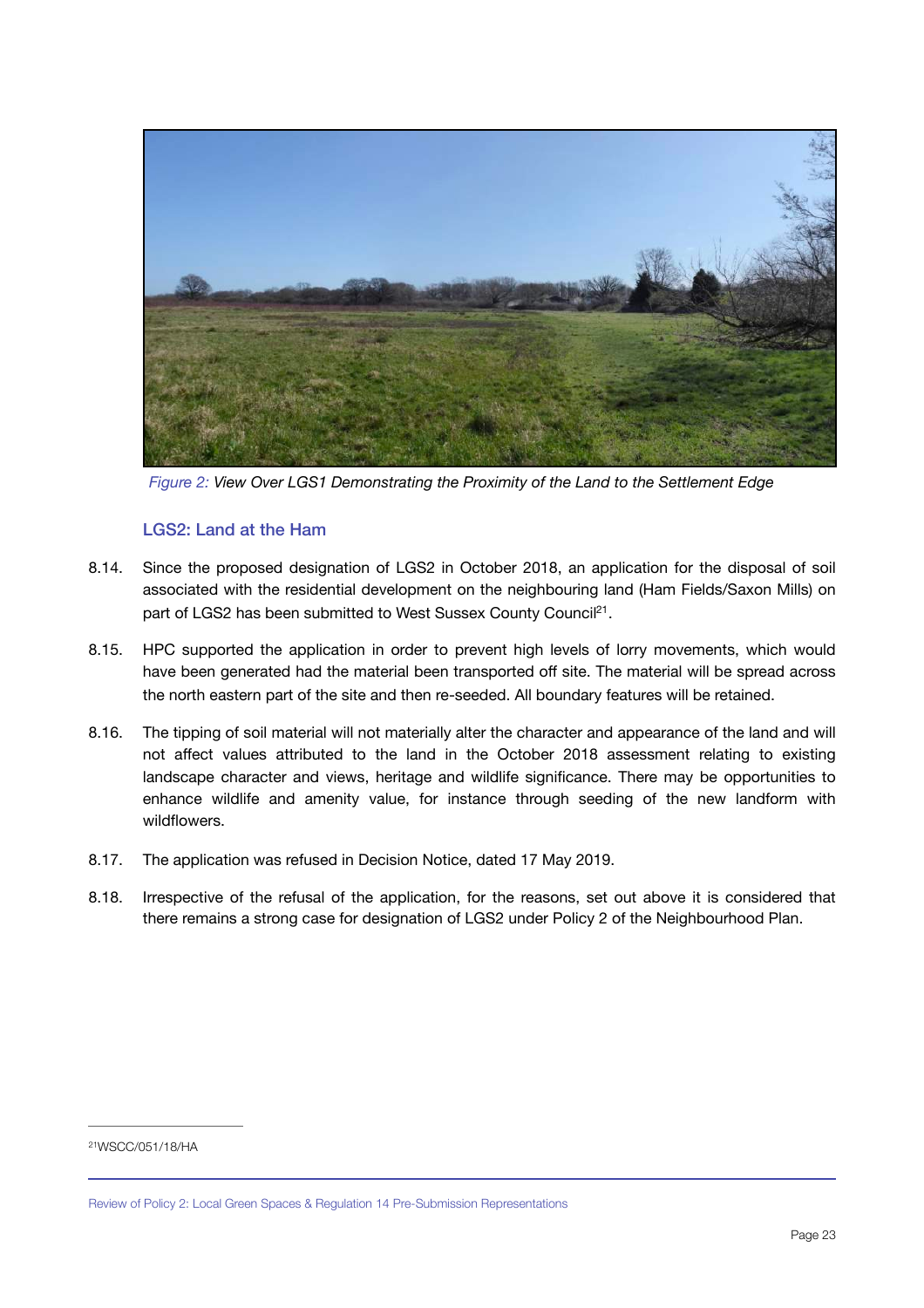*Figure 2: View Over LGS1 Demonstrating the Proximity of the Land to the Settlement Edge*

### LGS2: Land at the Ham

8.14. Since the proposed designation of LGS2 in October 2018, an application for the disposal of soil associated with the residential development on the neighbouring land (Ham Fields/Saxon Mills) on part of LGS2 has been submitted to West Sussex County Council[21].

8.15. HPC supported the application in order to prevent high levels of lorry movements, which would have been generated had the material been transported off site. The material will be spread across the north eastern part of the site and then re-seeded. All boundary features will be retained.

8.16. The tipping of soil material will not materially alter the character and appearance of the land and will not affect values attributed to the land in the October 2018 assessment relating to existing landscape character and views, heritage and wildlife significance. There may be opportunities to enhance wildlife and amenity value, for instance through seeding of the new landform with wildflowers.

8.17. The application was refused in Decision Notice, dated 17 May 2019.

8.18. Irrespective of the refusal of the application, for the reasons, set out above it is considered that there remains a strong case for designation of LGS2 under Policy 2 of the Neighbourhood Plan.

[21] WSCC/051/18/HA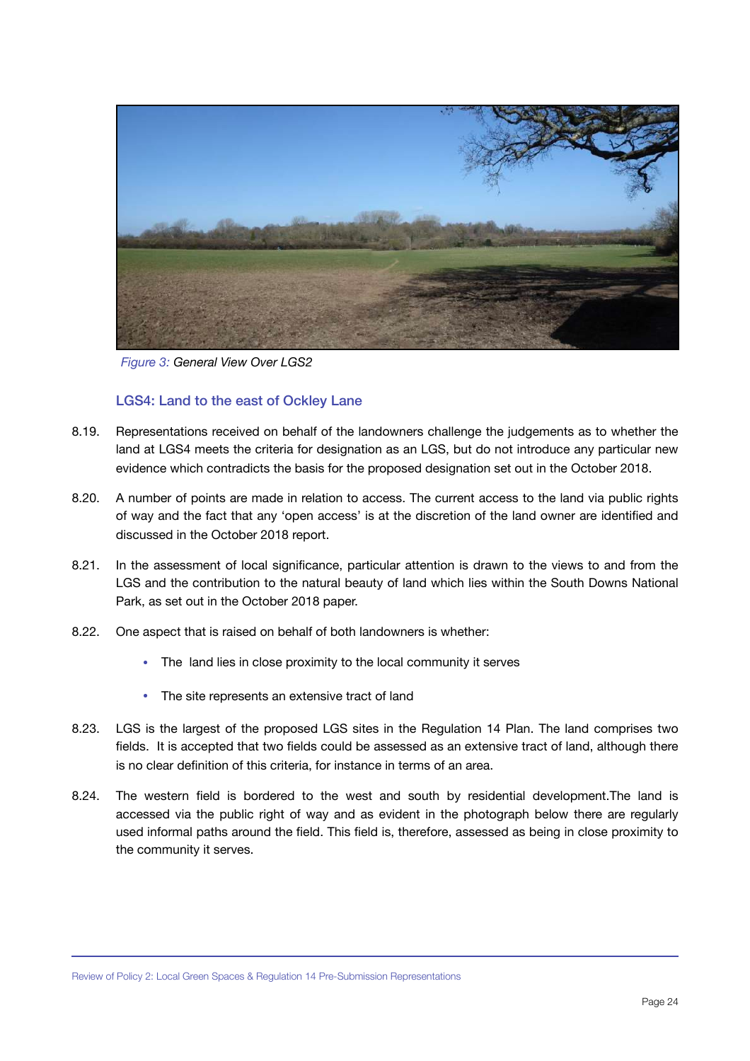*Figure 3:* *General View Over LGS2*

### LGS4: Land to the east of Ockley Lane

8.19. Representations received on behalf of the landowners challenge the judgements as to whether the land at LGS4 meets the criteria for designation as an LGS, but do not introduce any particular new evidence which contradicts the basis for the proposed designation set out in the October 2018.

8.20. A number of points are made in relation to access. The current access to the land via public rights of way and the fact that any 'open access' is at the discretion of the land owner are identified and discussed in the October 2018 report.

8.21. In the assessment of local significance, particular attention is drawn to the views to and from the LGS and the contribution to the natural beauty of land which lies within the South Downs National Park, as set out in the October 2018 paper.

8.22. One aspect that is raised on behalf of both landowners is whether:

- The land lies in close proximity to the local community it serves
- The site represents an extensive tract of land

8.23. LGS is the largest of the proposed LGS sites in the Regulation 14 Plan. The land comprises two fields. It is accepted that two fields could be assessed as an extensive tract of land, although there is no clear definition of this criteria, for instance in terms of an area.

8.24. The western field is bordered to the west and south by residential development.The land is accessed via the public right of way and as evident in the photograph below there are regularly used informal paths around the field. This field is, therefore, assessed as being in close proximity to the community it serves.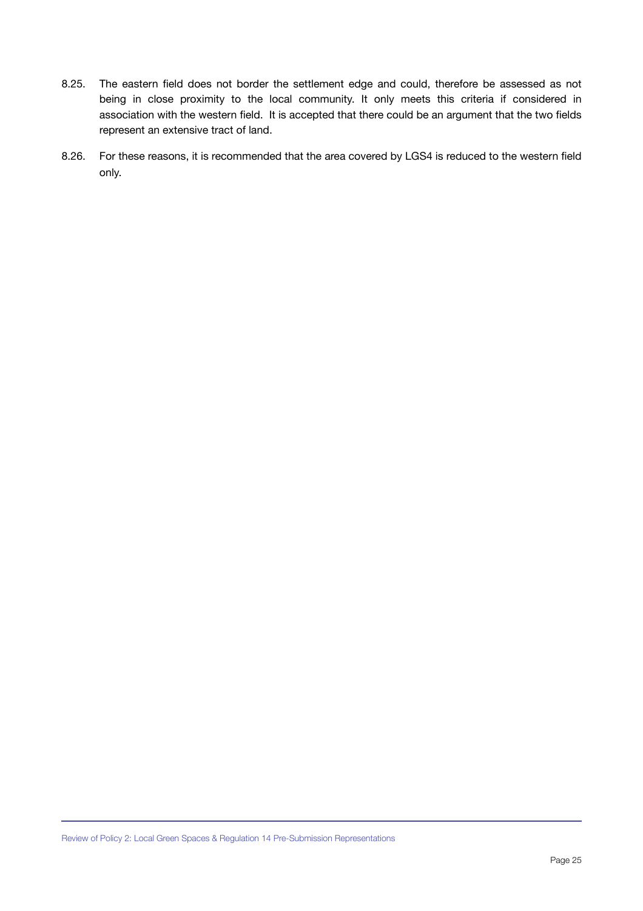8.25. The eastern field does not border the settlement edge and could, therefore be assessed as not being in close proximity to the local community. It only meets this criteria if considered in association with the western field. It is accepted that there could be an argument that the two fields represent an extensive tract of land.

8.26. For these reasons, it is recommended that the area covered by LGS4 is reduced to the western field only.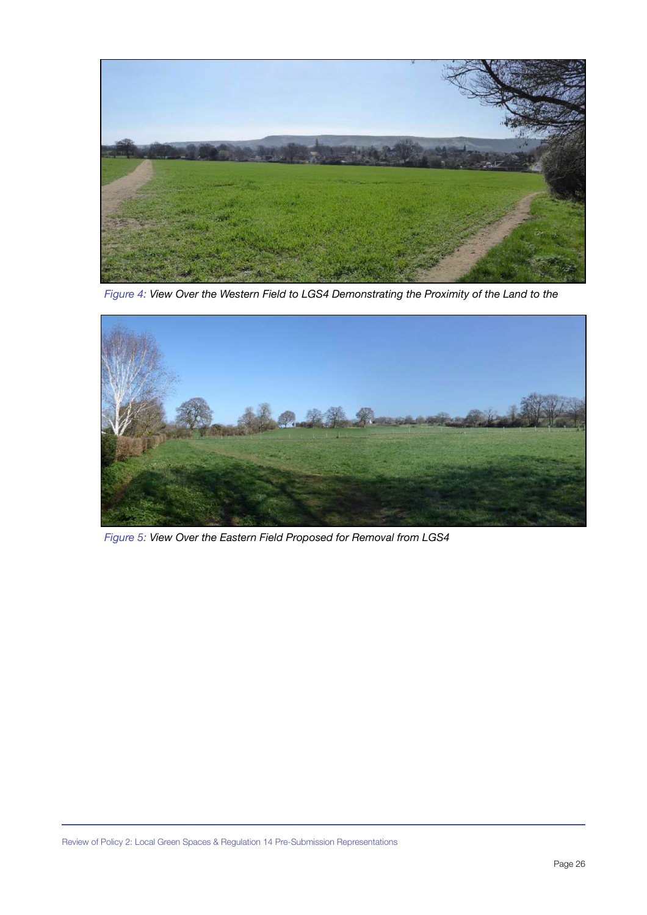*Figure 4: View Over the Western Field to LGS4 Demonstrating the Proximity of the Land to the*

*Figure 5: View Over the Eastern Field Proposed for Removal from LGS4*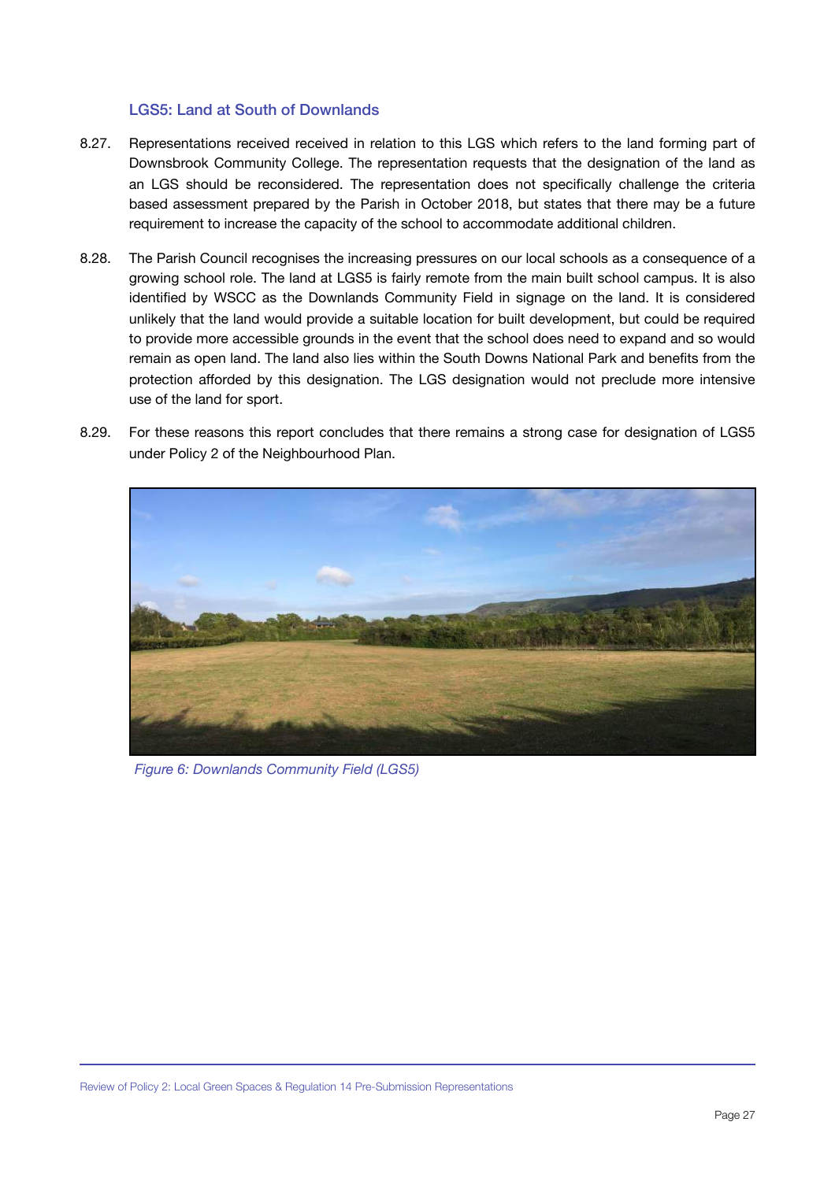### LGS5: Land at South of Downlands

8.27. Representations received received in relation to this LGS which refers to the land forming part of Downsbrook Community College. The representation requests that the designation of the land as an LGS should be reconsidered. The representation does not specifically challenge the criteria based assessment prepared by the Parish in October 2018, but states that there may be a future requirement to increase the capacity of the school to accommodate additional children.

8.28. The Parish Council recognises the increasing pressures on our local schools as a consequence of a growing school role. The land at LGS5 is fairly remote from the main built school campus. It is also identified by WSCC as the Downlands Community Field in signage on the land. It is considered unlikely that the land would provide a suitable location for built development, but could be required to provide more accessible grounds in the event that the school does need to expand and so would remain as open land. The land also lies within the South Downs National Park and benefits from the protection afforded by this designation. The LGS designation would not preclude more intensive use of the land for sport.

8.29. For these reasons this report concludes that there remains a strong case for designation of LGS5 under Policy 2 of the Neighbourhood Plan.

*Figure 6: Downlands Community Field (LGS5)*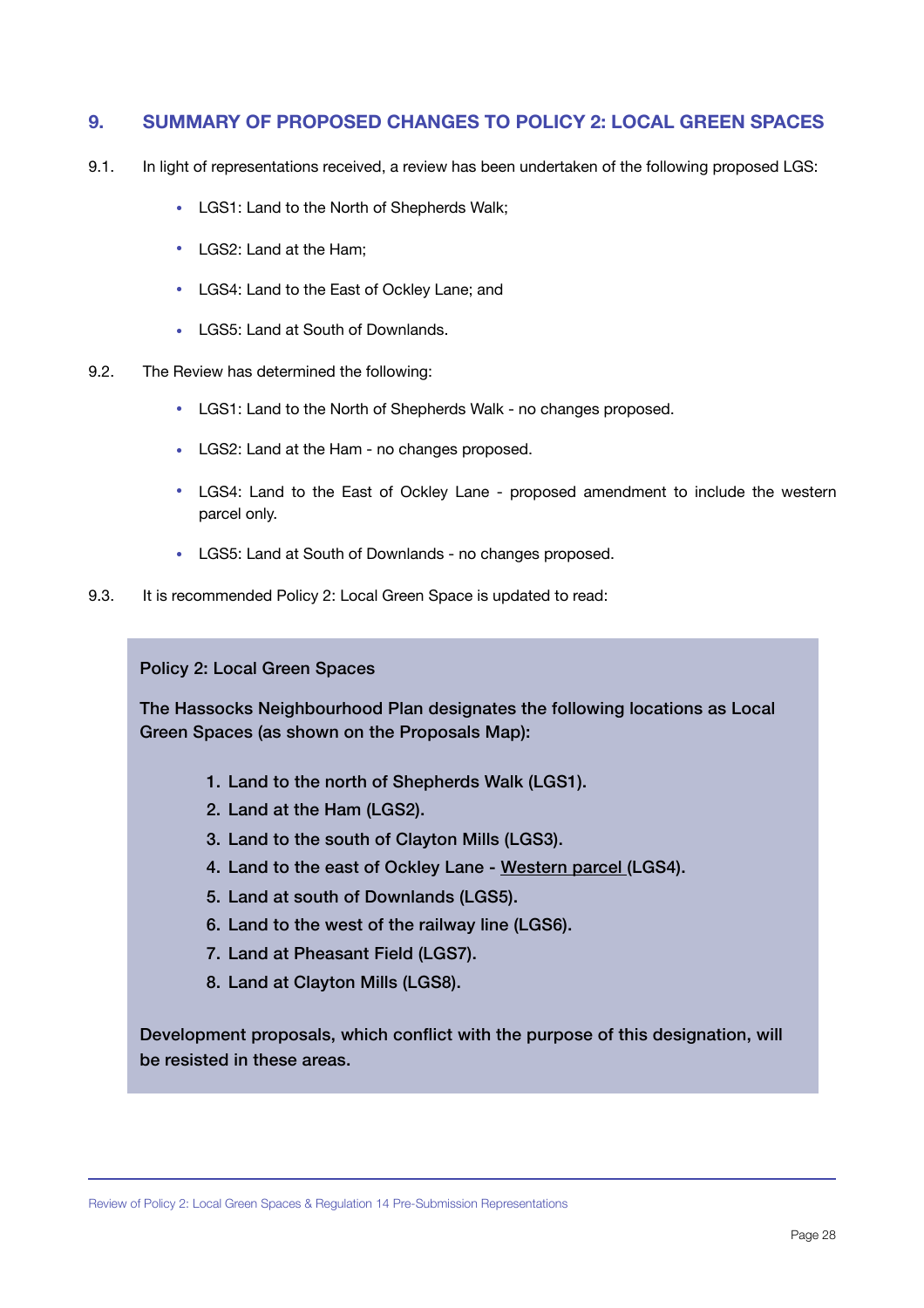## 9. SUMMARY OF PROPOSED CHANGES TO POLICY 2: LOCAL GREEN SPACES

9.1. In light of representations received, a review has been undertaken of the following proposed LGS:

- LGS1: Land to the North of Shepherds Walk;
- LGS2: Land at the Ham;
- LGS4: Land to the East of Ockley Lane; and
- LGS5: Land at South of Downlands.

9.2. The Review has determined the following:

- LGS1: Land to the North of Shepherds Walk - no changes proposed.
- LGS2: Land at the Ham - no changes proposed.
- LGS4: Land to the East of Ockley Lane - proposed amendment to include the western parcel only.
- LGS5: Land at South of Downlands - no changes proposed.

9.3. It is recommended Policy 2: Local Green Space is updated to read:

> **Policy 2: Local Green Spaces**
>
> **The Hassocks Neighbourhood Plan designates the following locations as Local Green Spaces (as shown on the Proposals Map):**
>
> 1. **Land to the north of Shepherds Walk (LGS1).**
> 2. **Land at the Ham (LGS2).**
> 3. **Land to the south of Clayton Mills (LGS3).**
> 4. **Land to the east of Ockley Lane - <u>Western parcel</u> (LGS4).**
> 5. **Land at south of Downlands (LGS5).**
> 6. **Land to the west of the railway line (LGS6).**
> 7. **Land at Pheasant Field (LGS7).**
> 8. **Land at Clayton Mills (LGS8).**
>
> **Development proposals, which conflict with the purpose of this designation, will be resisted in these areas.**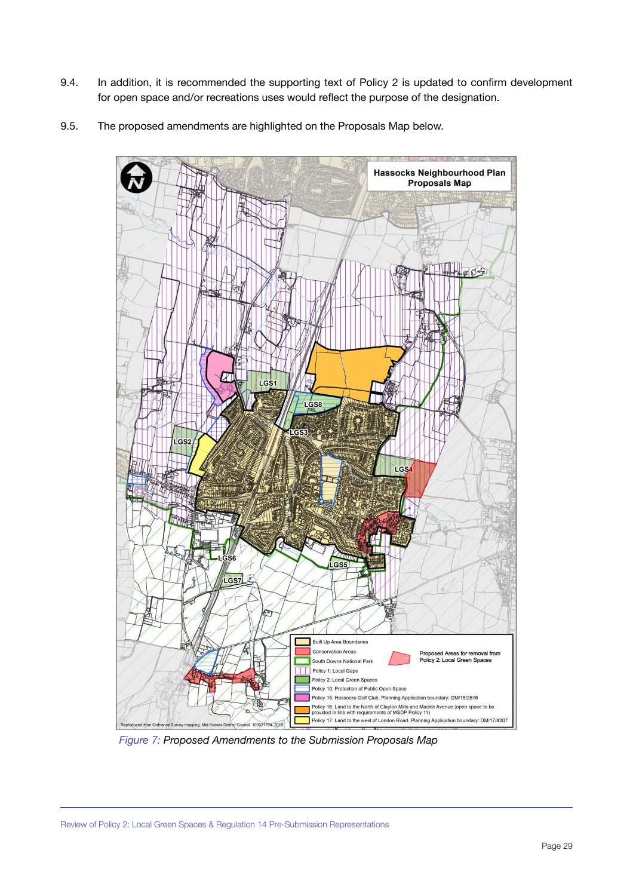9.4. In addition, it is recommended the supporting text of Policy 2 is updated to confirm development for open space and/or recreations uses would reflect the purpose of the designation.

9.5. The proposed amendments are highlighted on the Proposals Map below.

*Figure 7: Proposed Amendments to the Submission Proposals Map*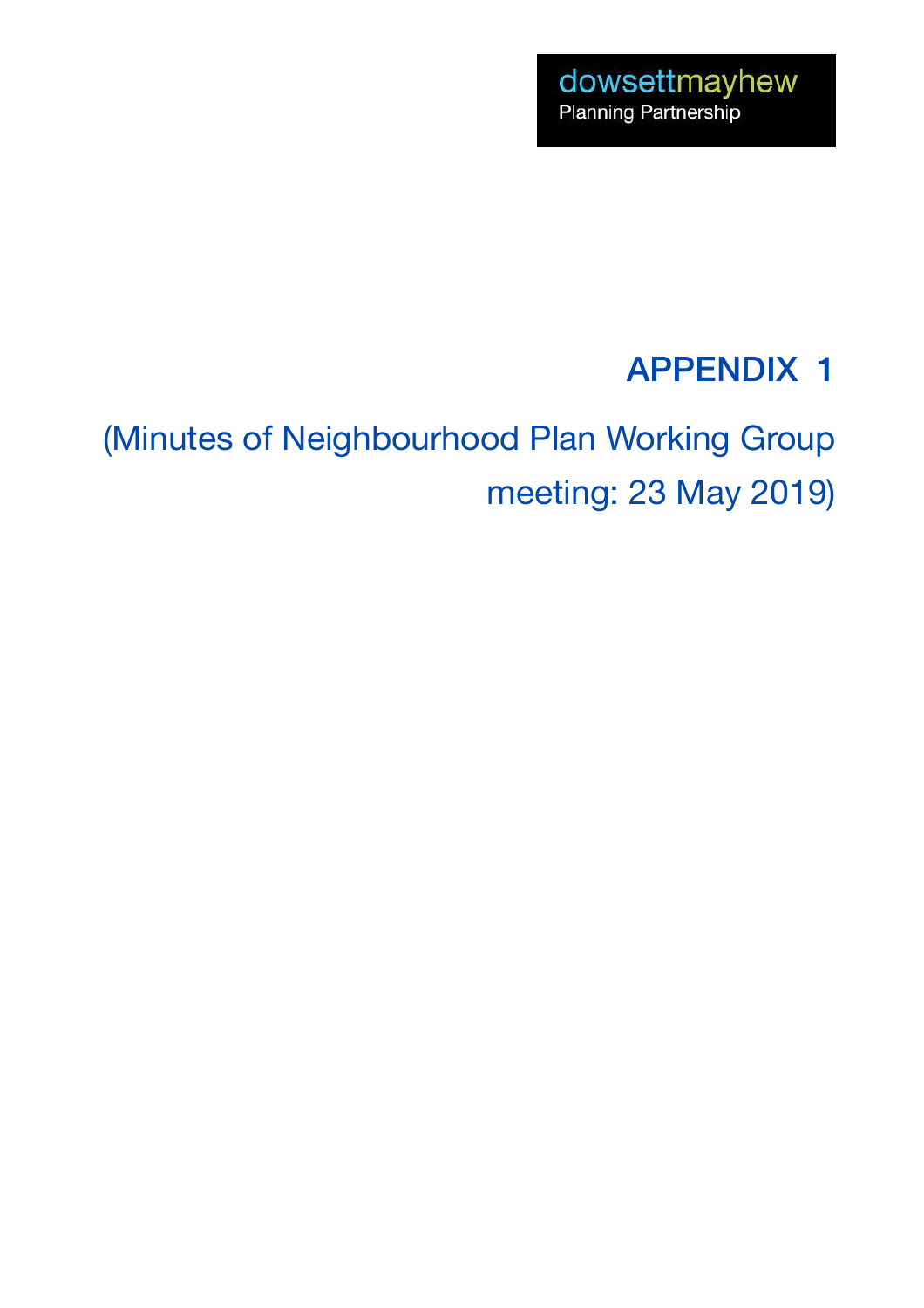dowsettmayhew
Planning Partnership

# APPENDIX 1

(Minutes of Neighbourhood Plan Working Group meeting: 23 May 2019)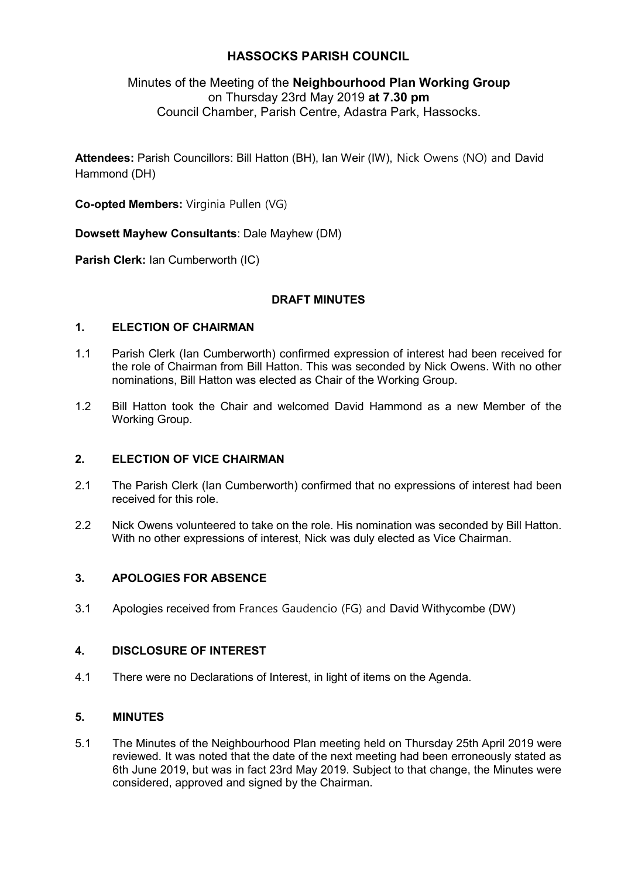# HASSOCKS PARISH COUNCIL

Minutes of the Meeting of the **Neighbourhood Plan Working Group** on Thursday 23rd May 2019 **at 7.30 pm**
Council Chamber, Parish Centre, Adastra Park, Hassocks.

**Attendees:** Parish Councillors: Bill Hatton (BH), Ian Weir (IW), Nick Owens (NO) and David Hammond (DH)

**Co-opted Members:** Virginia Pullen (VG)

**Dowsett Mayhew Consultants**: Dale Mayhew (DM)

**Parish Clerk:** Ian Cumberworth (IC)

**DRAFT MINUTES**

## 1. ELECTION OF CHAIRMAN

1.1 Parish Clerk (Ian Cumberworth) confirmed expression of interest had been received for the role of Chairman from Bill Hatton. This was seconded by Nick Owens. With no other nominations, Bill Hatton was elected as Chair of the Working Group.

1.2 Bill Hatton took the Chair and welcomed David Hammond as a new Member of the Working Group.

## 2. ELECTION OF VICE CHAIRMAN

2.1 The Parish Clerk (Ian Cumberworth) confirmed that no expressions of interest had been received for this role.

2.2 Nick Owens volunteered to take on the role. His nomination was seconded by Bill Hatton. With no other expressions of interest, Nick was duly elected as Vice Chairman.

## 3. APOLOGIES FOR ABSENCE

3.1 Apologies received from Frances Gaudencio (FG) and David Withycombe (DW)

## 4. DISCLOSURE OF INTEREST

4.1 There were no Declarations of Interest, in light of items on the Agenda.

## 5. MINUTES

5.1 The Minutes of the Neighbourhood Plan meeting held on Thursday 25th April 2019 were reviewed. It was noted that the date of the next meeting had been erroneously stated as 6th June 2019, but was in fact 23rd May 2019. Subject to that change, the Minutes were considered, approved and signed by the Chairman.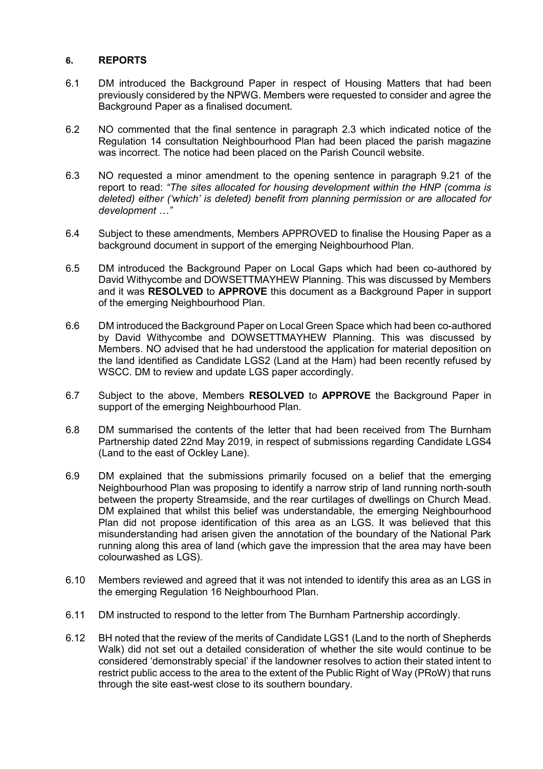## 6. REPORTS

6.1 DM introduced the Background Paper in respect of Housing Matters that had been previously considered by the NPWG. Members were requested to consider and agree the Background Paper as a finalised document.

6.2 NO commented that the final sentence in paragraph 2.3 which indicated notice of the Regulation 14 consultation Neighbourhood Plan had been placed the parish magazine was incorrect. The notice had been placed on the Parish Council website.

6.3 NO requested a minor amendment to the opening sentence in paragraph 9.21 of the report to read: *"The sites allocated for housing development within the HNP (comma is deleted) either ('which' is deleted) benefit from planning permission or are allocated for development …"*

6.4 Subject to these amendments, Members APPROVED to finalise the Housing Paper as a background document in support of the emerging Neighbourhood Plan.

6.5 DM introduced the Background Paper on Local Gaps which had been co-authored by David Withycombe and DOWSETTMAYHEW Planning. This was discussed by Members and it was **RESOLVED** to **APPROVE** this document as a Background Paper in support of the emerging Neighbourhood Plan.

6.6 DM introduced the Background Paper on Local Green Space which had been co-authored by David Withycombe and DOWSETTMAYHEW Planning. This was discussed by Members. NO advised that he had understood the application for material deposition on the land identified as Candidate LGS2 (Land at the Ham) had been recently refused by WSCC. DM to review and update LGS paper accordingly.

6.7 Subject to the above, Members **RESOLVED** to **APPROVE** the Background Paper in support of the emerging Neighbourhood Plan.

6.8 DM summarised the contents of the letter that had been received from The Burnham Partnership dated 22nd May 2019, in respect of submissions regarding Candidate LGS4 (Land to the east of Ockley Lane).

6.9 DM explained that the submissions primarily focused on a belief that the emerging Neighbourhood Plan was proposing to identify a narrow strip of land running north-south between the property Streamside, and the rear curtilages of dwellings on Church Mead. DM explained that whilst this belief was understandable, the emerging Neighbourhood Plan did not propose identification of this area as an LGS. It was believed that this misunderstanding had arisen given the annotation of the boundary of the National Park running along this area of land (which gave the impression that the area may have been colourwashed as LGS).

6.10 Members reviewed and agreed that it was not intended to identify this area as an LGS in the emerging Regulation 16 Neighbourhood Plan.

6.11 DM instructed to respond to the letter from The Burnham Partnership accordingly.

6.12 BH noted that the review of the merits of Candidate LGS1 (Land to the north of Shepherds Walk) did not set out a detailed consideration of whether the site would continue to be considered 'demonstrably special' if the landowner resolves to action their stated intent to restrict public access to the area to the extent of the Public Right of Way (PRoW) that runs through the site east-west close to its southern boundary.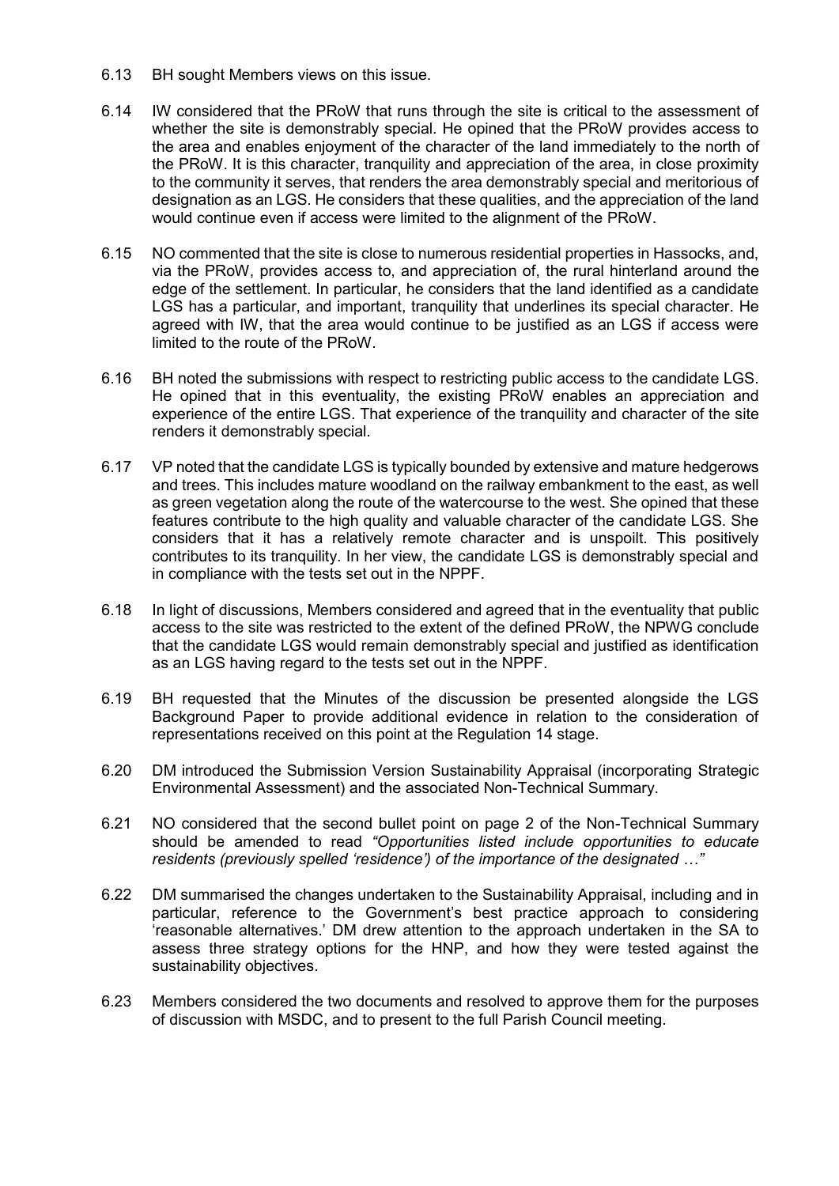6.13 BH sought Members views on this issue.

6.14 IW considered that the PRoW that runs through the site is critical to the assessment of whether the site is demonstrably special. He opined that the PRoW provides access to the area and enables enjoyment of the character of the land immediately to the north of the PRoW. It is this character, tranquility and appreciation of the area, in close proximity to the community it serves, that renders the area demonstrably special and meritorious of designation as an LGS. He considers that these qualities, and the appreciation of the land would continue even if access were limited to the alignment of the PRoW.

6.15 NO commented that the site is close to numerous residential properties in Hassocks, and, via the PRoW, provides access to, and appreciation of, the rural hinterland around the edge of the settlement. In particular, he considers that the land identified as a candidate LGS has a particular, and important, tranquility that underlines its special character. He agreed with IW, that the area would continue to be justified as an LGS if access were limited to the route of the PRoW.

6.16 BH noted the submissions with respect to restricting public access to the candidate LGS. He opined that in this eventuality, the existing PRoW enables an appreciation and experience of the entire LGS. That experience of the tranquility and character of the site renders it demonstrably special.

6.17 VP noted that the candidate LGS is typically bounded by extensive and mature hedgerows and trees. This includes mature woodland on the railway embankment to the east, as well as green vegetation along the route of the watercourse to the west. She opined that these features contribute to the high quality and valuable character of the candidate LGS. She considers that it has a relatively remote character and is unspoilt. This positively contributes to its tranquility. In her view, the candidate LGS is demonstrably special and in compliance with the tests set out in the NPPF.

6.18 In light of discussions, Members considered and agreed that in the eventuality that public access to the site was restricted to the extent of the defined PRoW, the NPWG conclude that the candidate LGS would remain demonstrably special and justified as identification as an LGS having regard to the tests set out in the NPPF.

6.19 BH requested that the Minutes of the discussion be presented alongside the LGS Background Paper to provide additional evidence in relation to the consideration of representations received on this point at the Regulation 14 stage.

6.20 DM introduced the Submission Version Sustainability Appraisal (incorporating Strategic Environmental Assessment) and the associated Non-Technical Summary.

6.21 NO considered that the second bullet point on page 2 of the Non-Technical Summary should be amended to read *"Opportunities listed include opportunities to educate residents (previously spelled 'residence') of the importance of the designated …"*

6.22 DM summarised the changes undertaken to the Sustainability Appraisal, including and in particular, reference to the Government's best practice approach to considering 'reasonable alternatives.' DM drew attention to the approach undertaken in the SA to assess three strategy options for the HNP, and how they were tested against the sustainability objectives.

6.23 Members considered the two documents and resolved to approve them for the purposes of discussion with MSDC, and to present to the full Parish Council meeting.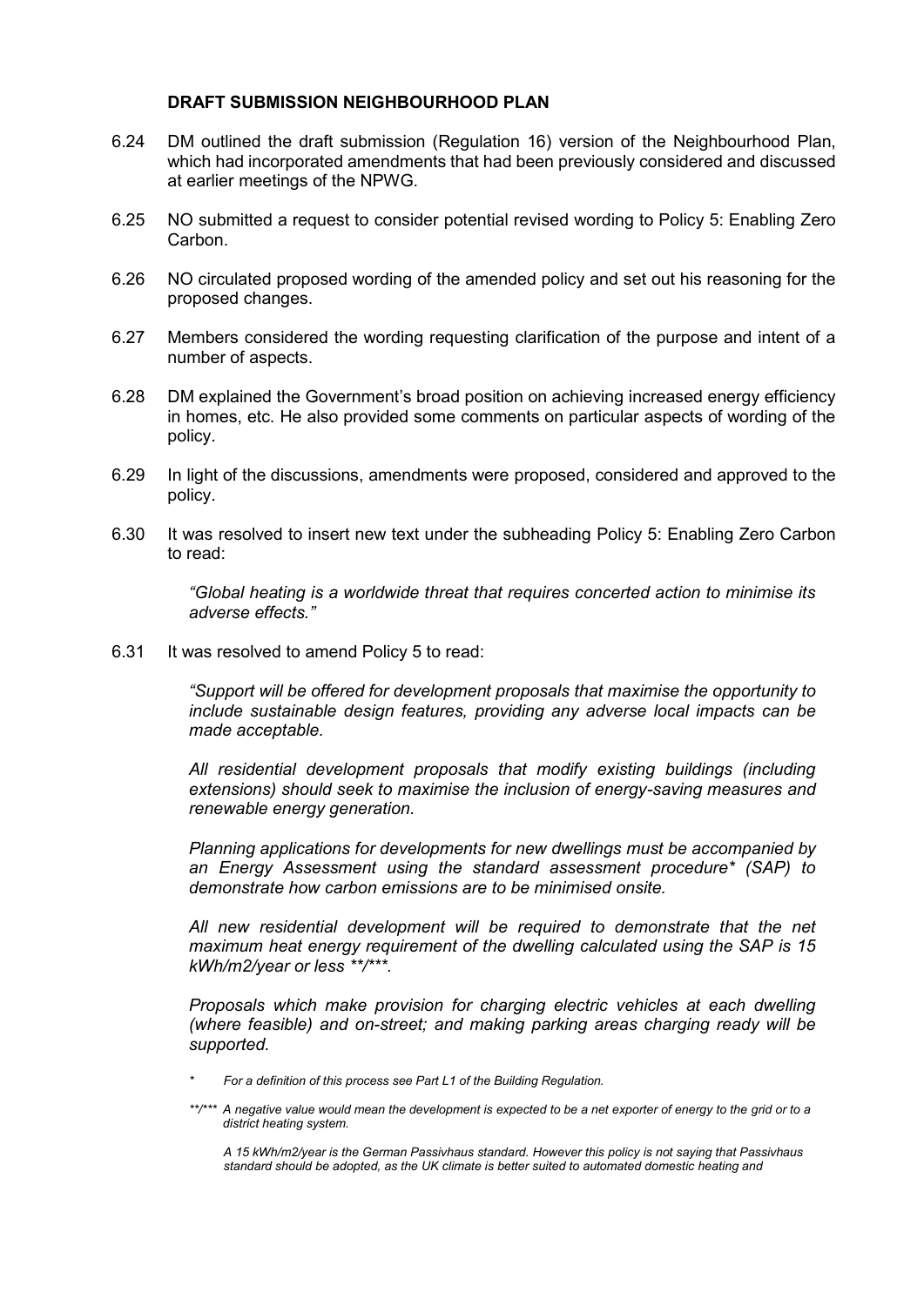## DRAFT SUBMISSION NEIGHBOURHOOD PLAN

6.24 DM outlined the draft submission (Regulation 16) version of the Neighbourhood Plan, which had incorporated amendments that had been previously considered and discussed at earlier meetings of the NPWG.

6.25 NO submitted a request to consider potential revised wording to Policy 5: Enabling Zero Carbon.

6.26 NO circulated proposed wording of the amended policy and set out his reasoning for the proposed changes.

6.27 Members considered the wording requesting clarification of the purpose and intent of a number of aspects.

6.28 DM explained the Government's broad position on achieving increased energy efficiency in homes, etc. He also provided some comments on particular aspects of wording of the policy.

6.29 In light of the discussions, amendments were proposed, considered and approved to the policy.

6.30 It was resolved to insert new text under the subheading Policy 5: Enabling Zero Carbon to read:

> *"Global heating is a worldwide threat that requires concerted action to minimise its adverse effects."*

6.31 It was resolved to amend Policy 5 to read:

> *"Support will be offered for development proposals that maximise the opportunity to include sustainable design features, providing any adverse local impacts can be made acceptable.*
>
> *All residential development proposals that modify existing buildings (including extensions) should seek to maximise the inclusion of energy-saving measures and renewable energy generation.*
>
> *Planning applications for developments for new dwellings must be accompanied by an Energy Assessment using the standard assessment procedure* (SAP) to demonstrate how carbon emissions are to be minimised onsite.*
>
> *All new residential development will be required to demonstrate that the net maximum heat energy requirement of the dwelling calculated using the SAP is 15 kWh/m2/year or less **/***.*
>
> *Proposals which make provision for charging electric vehicles at each dwelling (where feasible) and on-street; and making parking areas charging ready will be supported.*
>
> \* *For a definition of this process see Part L1 of the Building Regulation.*
>
> \*\*/\*\*\* *A negative value would mean the development is expected to be a net exporter of energy to the grid or to a district heating system.*
>
> *A 15 kWh/m2/year is the German Passivhaus standard. However this policy is not saying that Passivhaus standard should be adopted, as the UK climate is better suited to automated domestic heating and*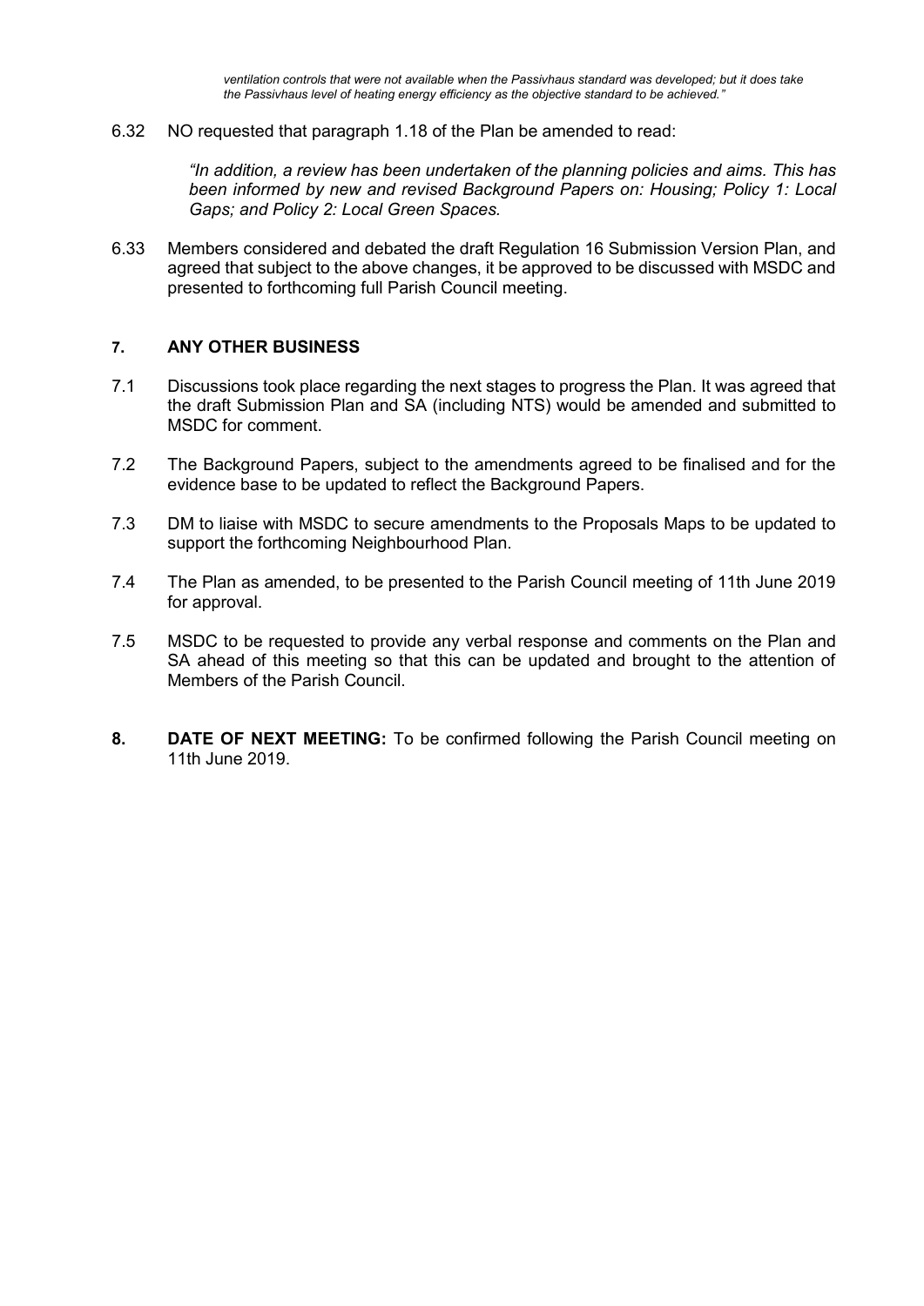*ventilation controls that were not available when the Passivhaus standard was developed; but it does take the Passivhaus level of heating energy efficiency as the objective standard to be achieved."*

6.32 NO requested that paragraph 1.18 of the Plan be amended to read:

> *"In addition, a review has been undertaken of the planning policies and aims. This has been informed by new and revised Background Papers on: Housing; Policy 1: Local Gaps; and Policy 2: Local Green Spaces.*

6.33 Members considered and debated the draft Regulation 16 Submission Version Plan, and agreed that subject to the above changes, it be approved to be discussed with MSDC and presented to forthcoming full Parish Council meeting.

## 7. ANY OTHER BUSINESS

7.1 Discussions took place regarding the next stages to progress the Plan. It was agreed that the draft Submission Plan and SA (including NTS) would be amended and submitted to MSDC for comment.

7.2 The Background Papers, subject to the amendments agreed to be finalised and for the evidence base to be updated to reflect the Background Papers.

7.3 DM to liaise with MSDC to secure amendments to the Proposals Maps to be updated to support the forthcoming Neighbourhood Plan.

7.4 The Plan as amended, to be presented to the Parish Council meeting of 11th June 2019 for approval.

7.5 MSDC to be requested to provide any verbal response and comments on the Plan and SA ahead of this meeting so that this can be updated and brought to the attention of Members of the Parish Council.

**8. DATE OF NEXT MEETING:** To be confirmed following the Parish Council meeting on 11th June 2019.